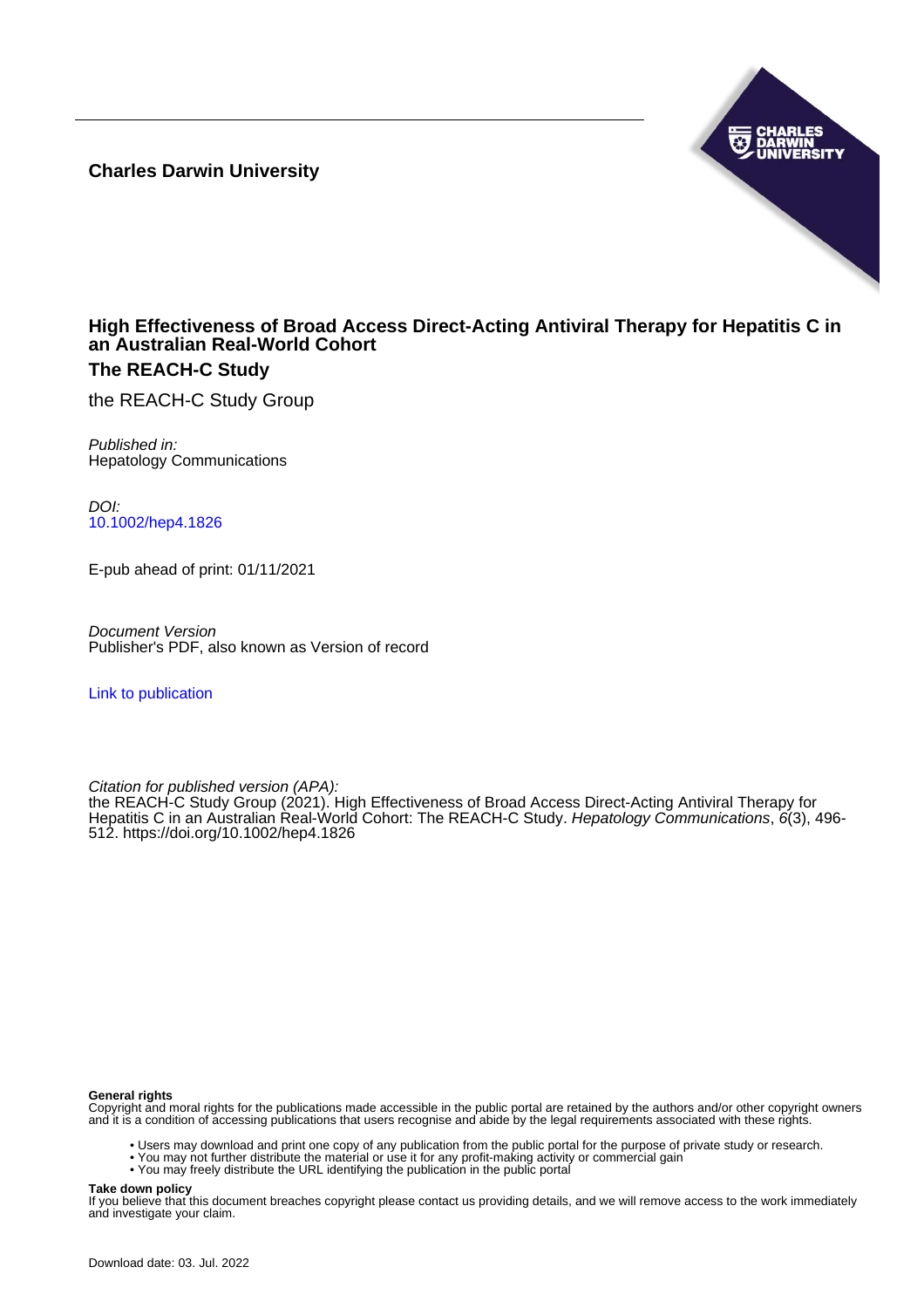**Charles Darwin University**

# High Effectiveness of Broad Access Direct-Acting Antiviral Therapy for Hepatitis C in an Australian Real-World Cohort

## The REACH-C Study

the REACH-C Study Group

*Published in:*
Hepatology Communications

*DOI:*
10.1002/hep4.1826

E-pub ahead of print: 01/11/2021

*Document Version*
Publisher's PDF, also known as Version of record

Link to publication

*Citation for published version (APA):*
the REACH-C Study Group (2021). High Effectiveness of Broad Access Direct-Acting Antiviral Therapy for Hepatitis C in an Australian Real-World Cohort: The REACH-C Study. *Hepatology Communications*, *6*(3), 496-512. https://doi.org/10.1002/hep4.1826

**General rights**
Copyright and moral rights for the publications made accessible in the public portal are retained by the authors and/or other copyright owners and it is a condition of accessing publications that users recognise and abide by the legal requirements associated with these rights.

- Users may download and print one copy of any publication from the public portal for the purpose of private study or research.
- You may not further distribute the material or use it for any profit-making activity or commercial gain
- You may freely distribute the URL identifying the publication in the public portal

**Take down policy**
If you believe that this document breaches copyright please contact us providing details, and we will remove access to the work immediately and investigate your claim.

Download date: 03. Jul. 2022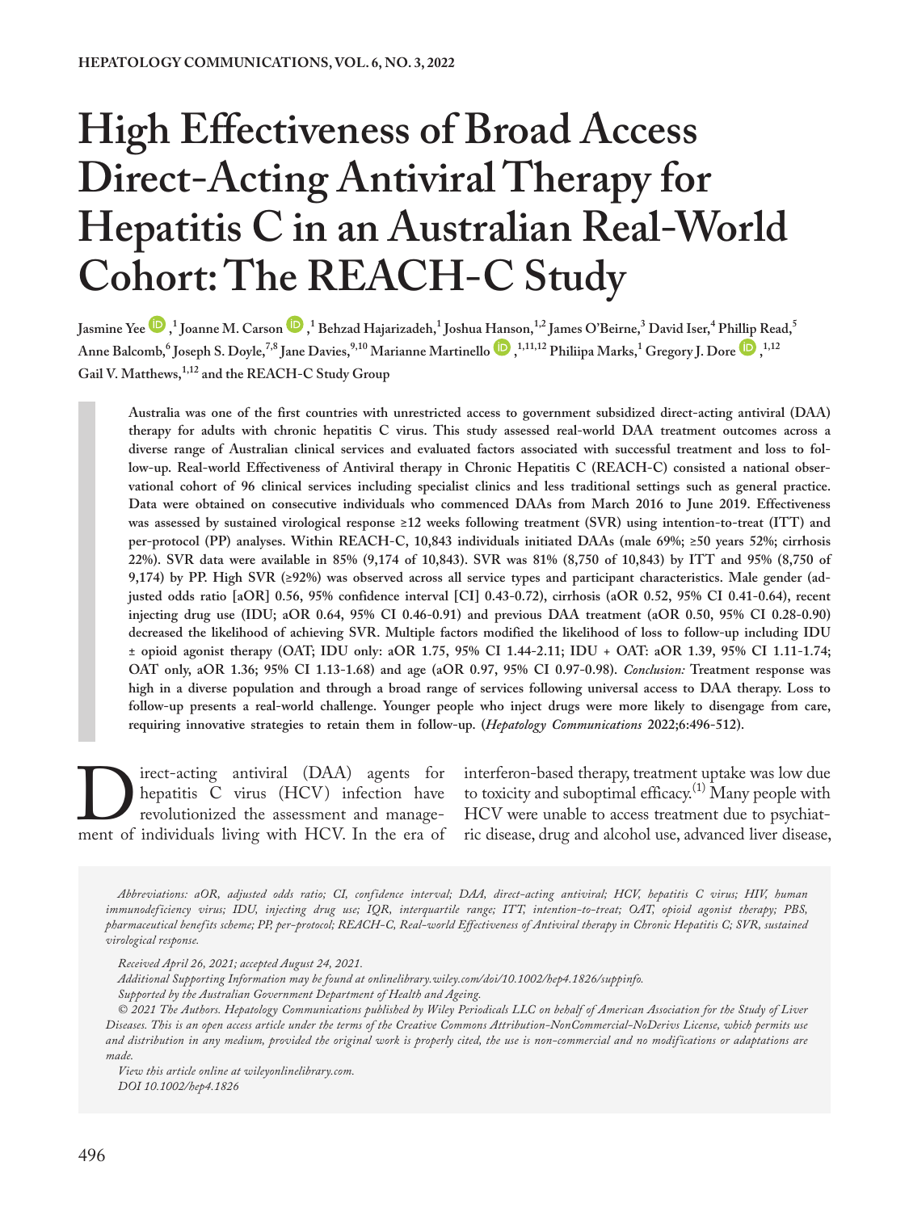# High Effectiveness of Broad Access Direct-Acting Antiviral Therapy for Hepatitis C in an Australian Real-World Cohort: The REACH-C Study

Jasmine Yee,[1] Joanne M. Carson,[1] Behzad Hajarizadeh,[1] Joshua Hanson,[1,2] James O'Beirne,[3] David Iser,[4] Phillip Read,[5] Anne Balcomb,[6] Joseph S. Doyle,[7,8] Jane Davies,[9,10] Marianne Martinello,[1,11,12] Philiipa Marks,[1] Gregory J. Dore,[1,12] Gail V. Matthews,[1,12] and the REACH-C Study Group

**Australia was one of the first countries with unrestricted access to government subsidized direct-acting antiviral (DAA) therapy for adults with chronic hepatitis C virus. This study assessed real-world DAA treatment outcomes across a diverse range of Australian clinical services and evaluated factors associated with successful treatment and loss to follow-up. Real-world Effectiveness of Antiviral therapy in Chronic Hepatitis C (REACH-C) consisted a national observational cohort of 96 clinical services including specialist clinics and less traditional settings such as general practice. Data were obtained on consecutive individuals who commenced DAAs from March 2016 to June 2019. Effectiveness was assessed by sustained virological response ≥12 weeks following treatment (SVR) using intention-to-treat (ITT) and per-protocol (PP) analyses. Within REACH-C, 10,843 individuals initiated DAAs (male 69%; ≥50 years 52%; cirrhosis 22%). SVR data were available in 85% (9,174 of 10,843). SVR was 81% (8,750 of 10,843) by ITT and 95% (8,750 of 9,174) by PP. High SVR (≥92%) was observed across all service types and participant characteristics. Male gender (adjusted odds ratio [aOR] 0.56, 95% confidence interval [CI] 0.43-0.72), cirrhosis (aOR 0.52, 95% CI 0.41-0.64), recent injecting drug use (IDU; aOR 0.64, 95% CI 0.46-0.91) and previous DAA treatment (aOR 0.50, 95% CI 0.28-0.90) decreased the likelihood of achieving SVR. Multiple factors modified the likelihood of loss to follow-up including IDU ± opioid agonist therapy (OAT; IDU only: aOR 1.75, 95% CI 1.44-2.11; IDU + OAT: aOR 1.39, 95% CI 1.11-1.74; OAT only, aOR 1.36; 95% CI 1.13-1.68) and age (aOR 0.97, 95% CI 0.97-0.98).** ***Conclusion:*** **Treatment response was high in a diverse population and through a broad range of services following universal access to DAA therapy. Loss to follow-up presents a real-world challenge. Younger people who inject drugs were more likely to disengage from care, requiring innovative strategies to retain them in follow-up. (*Hepatology Communications* 2022;6:496-512).**

Direct-acting antiviral (DAA) agents for hepatitis C virus (HCV) infection have revolutionized the assessment and management of individuals living with HCV. In the era of interferon-based therapy, treatment uptake was low due to toxicity and suboptimal efficacy.[1] Many people with HCV were unable to access treatment due to psychiatric disease, drug and alcohol use, advanced liver disease,

*Abbreviations: aOR, adjusted odds ratio; CI, confidence interval; DAA, direct-acting antiviral; HCV, hepatitis C virus; HIV, human immunodeficiency virus; IDU, injecting drug use; IQR, interquartile range; ITT, intention-to-treat; OAT, opioid agonist therapy; PBS, pharmaceutical benefits scheme; PP, per-protocol; REACH-C, Real-world Effectiveness of Antiviral therapy in Chronic Hepatitis C; SVR, sustained virological response.*

*Received April 26, 2021; accepted August 24, 2021.*

*Additional Supporting Information may be found at onlinelibrary.wiley.com/doi/10.1002/hep4.1826/suppinfo.*

*Supported by the Australian Government Department of Health and Ageing.*

*© 2021 The Authors. Hepatology Communications published by Wiley Periodicals LLC on behalf of American Association for the Study of Liver Diseases. This is an open access article under the terms of the Creative Commons Attribution-NonCommercial-NoDerivs License, which permits use and distribution in any medium, provided the original work is properly cited, the use is non-commercial and no modifications or adaptations are made.*

*View this article online at wileyonlinelibrary.com.*

*DOI 10.1002/hep4.1826*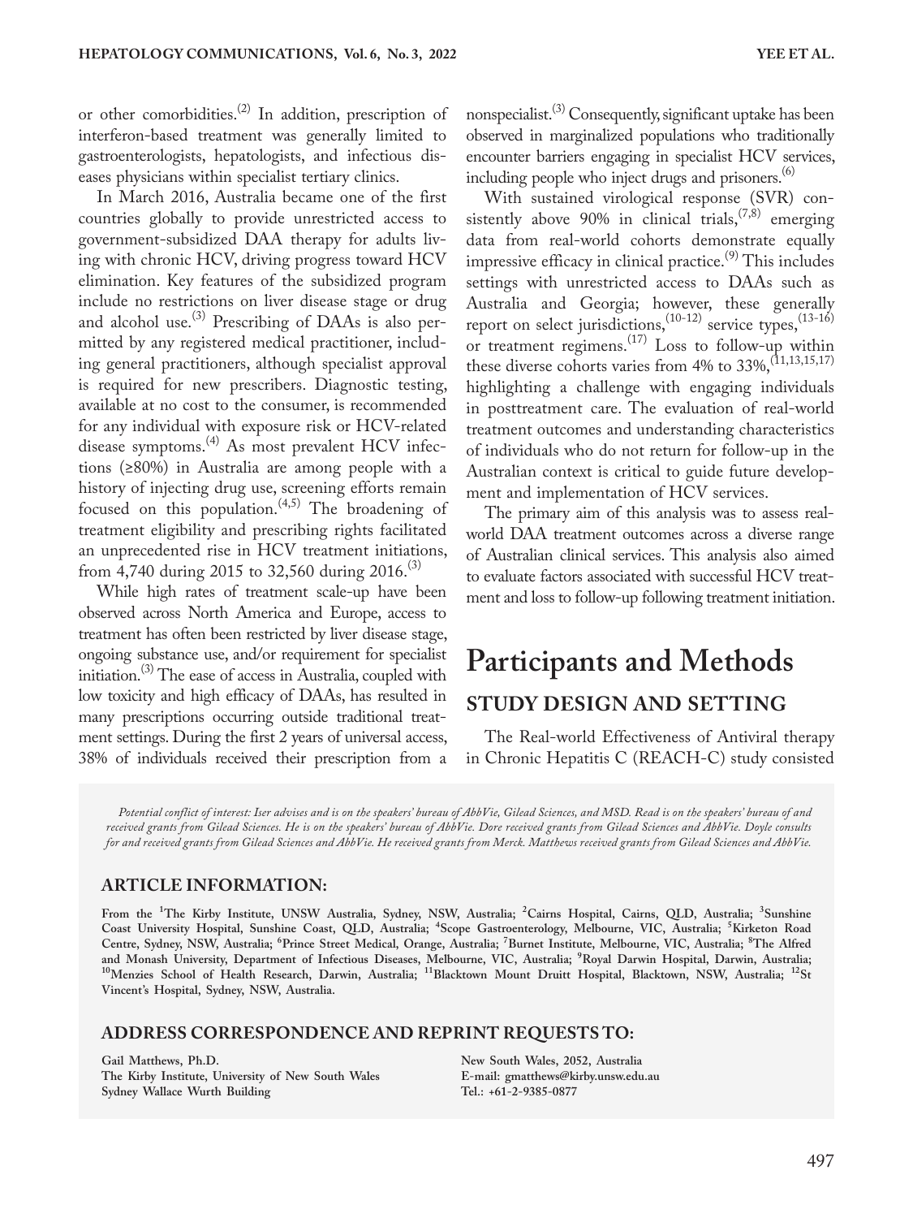or other comorbidities.[2] In addition, prescription of interferon-based treatment was generally limited to gastroenterologists, hepatologists, and infectious diseases physicians within specialist tertiary clinics.

In March 2016, Australia became one of the first countries globally to provide unrestricted access to government-subsidized DAA therapy for adults living with chronic HCV, driving progress toward HCV elimination. Key features of the subsidized program include no restrictions on liver disease stage or drug and alcohol use.[3] Prescribing of DAAs is also permitted by any registered medical practitioner, including general practitioners, although specialist approval is required for new prescribers. Diagnostic testing, available at no cost to the consumer, is recommended for any individual with exposure risk or HCV-related disease symptoms.[4] As most prevalent HCV infections (≥80%) in Australia are among people with a history of injecting drug use, screening efforts remain focused on this population.[4,5] The broadening of treatment eligibility and prescribing rights facilitated an unprecedented rise in HCV treatment initiations, from 4,740 during 2015 to 32,560 during 2016.[3]

While high rates of treatment scale-up have been observed across North America and Europe, access to treatment has often been restricted by liver disease stage, ongoing substance use, and/or requirement for specialist initiation.[3] The ease of access in Australia, coupled with low toxicity and high efficacy of DAAs, has resulted in many prescriptions occurring outside traditional treatment settings. During the first 2 years of universal access, 38% of individuals received their prescription from a nonspecialist.[3] Consequently, significant uptake has been observed in marginalized populations who traditionally encounter barriers engaging in specialist HCV services, including people who inject drugs and prisoners.[6]

With sustained virological response (SVR) consistently above 90% in clinical trials,[7,8] emerging data from real-world cohorts demonstrate equally impressive efficacy in clinical practice.[9] This includes settings with unrestricted access to DAAs such as Australia and Georgia; however, these generally report on select jurisdictions,[10-12] service types,[13-16] or treatment regimens.[17] Loss to follow-up within these diverse cohorts varies from 4% to 33%,[11,13,15,17] highlighting a challenge with engaging individuals in posttreatment care. The evaluation of real-world treatment outcomes and understanding characteristics of individuals who do not return for follow-up in the Australian context is critical to guide future development and implementation of HCV services.

The primary aim of this analysis was to assess real-world DAA treatment outcomes across a diverse range of Australian clinical services. This analysis also aimed to evaluate factors associated with successful HCV treatment and loss to follow-up following treatment initiation.

# Participants and Methods

## STUDY DESIGN AND SETTING

The Real-world Effectiveness of Antiviral therapy in Chronic Hepatitis C (REACH-C) study consisted

*Potential conflict of interest: Iser advises and is on the speakers' bureau of AbbVie, Gilead Sciences, and MSD. Read is on the speakers' bureau of and received grants from Gilead Sciences. He is on the speakers' bureau of AbbVie. Dore received grants from Gilead Sciences and AbbVie. Doyle consults for and received grants from Gilead Sciences and AbbVie. He received grants from Merck. Matthews received grants from Gilead Sciences and AbbVie.*

### ARTICLE INFORMATION:

**From the [1]The Kirby Institute, UNSW Australia, Sydney, NSW, Australia; [2]Cairns Hospital, Cairns, QLD, Australia; [3]Sunshine Coast University Hospital, Sunshine Coast, QLD, Australia; [4]Scope Gastroenterology, Melbourne, VIC, Australia; [5]Kirketon Road Centre, Sydney, NSW, Australia; [6]Prince Street Medical, Orange, Australia; [7]Burnet Institute, Melbourne, VIC, Australia; [8]The Alfred and Monash University, Department of Infectious Diseases, Melbourne, VIC, Australia; [9]Royal Darwin Hospital, Darwin, Australia; [10]Menzies School of Health Research, Darwin, Australia; [11]Blacktown Mount Druitt Hospital, Blacktown, NSW, Australia; [12]St Vincent's Hospital, Sydney, NSW, Australia.**

### ADDRESS CORRESPONDENCE AND REPRINT REQUESTS TO:

**Gail Matthews, Ph.D.**
**The Kirby Institute, University of New South Wales**
**Sydney Wallace Wurth Building**
**New South Wales, 2052, Australia**
**E-mail: gmatthews@kirby.unsw.edu.au**
**Tel.: +61-2-9385-0877**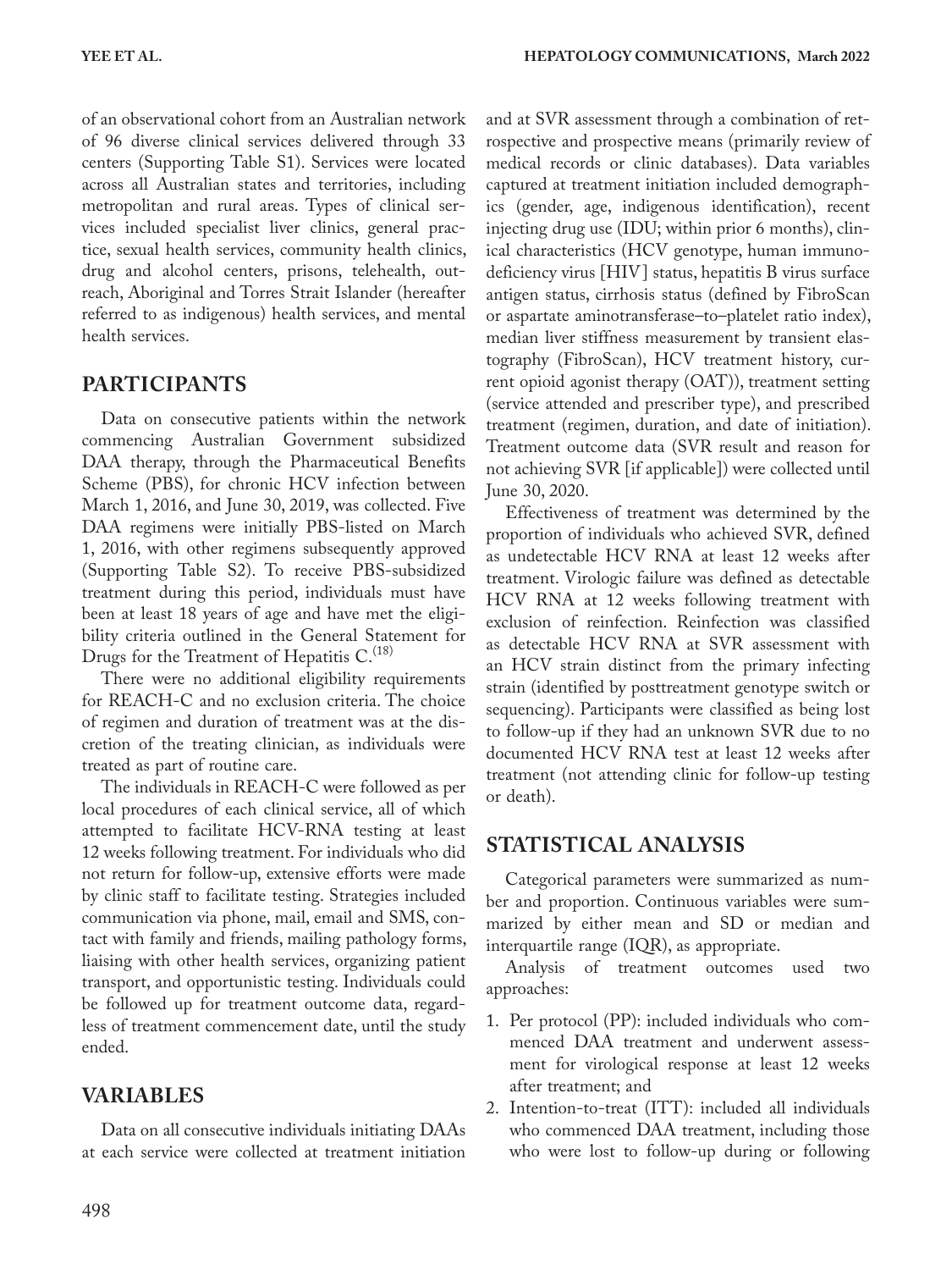of an observational cohort from an Australian network of 96 diverse clinical services delivered through 33 centers (Supporting Table S1). Services were located across all Australian states and territories, including metropolitan and rural areas. Types of clinical services included specialist liver clinics, general practice, sexual health services, community health clinics, drug and alcohol centers, prisons, telehealth, outreach, Aboriginal and Torres Strait Islander (hereafter referred to as indigenous) health services, and mental health services.

## PARTICIPANTS

Data on consecutive patients within the network commencing Australian Government subsidized DAA therapy, through the Pharmaceutical Benefits Scheme (PBS), for chronic HCV infection between March 1, 2016, and June 30, 2019, was collected. Five DAA regimens were initially PBS-listed on March 1, 2016, with other regimens subsequently approved (Supporting Table S2). To receive PBS-subsidized treatment during this period, individuals must have been at least 18 years of age and have met the eligibility criteria outlined in the General Statement for Drugs for the Treatment of Hepatitis C.[18]

There were no additional eligibility requirements for REACH-C and no exclusion criteria. The choice of regimen and duration of treatment was at the discretion of the treating clinician, as individuals were treated as part of routine care.

The individuals in REACH-C were followed as per local procedures of each clinical service, all of which attempted to facilitate HCV-RNA testing at least 12 weeks following treatment. For individuals who did not return for follow-up, extensive efforts were made by clinic staff to facilitate testing. Strategies included communication via phone, mail, email and SMS, contact with family and friends, mailing pathology forms, liaising with other health services, organizing patient transport, and opportunistic testing. Individuals could be followed up for treatment outcome data, regardless of treatment commencement date, until the study ended.

## VARIABLES

Data on all consecutive individuals initiating DAAs at each service were collected at treatment initiation and at SVR assessment through a combination of retrospective and prospective means (primarily review of medical records or clinic databases). Data variables captured at treatment initiation included demographics (gender, age, indigenous identification), recent injecting drug use (IDU; within prior 6 months), clinical characteristics (HCV genotype, human immunodeficiency virus [HIV] status, hepatitis B virus surface antigen status, cirrhosis status (defined by FibroScan or aspartate aminotransferase–to–platelet ratio index), median liver stiffness measurement by transient elastography (FibroScan), HCV treatment history, current opioid agonist therapy (OAT)), treatment setting (service attended and prescriber type), and prescribed treatment (regimen, duration, and date of initiation). Treatment outcome data (SVR result and reason for not achieving SVR [if applicable]) were collected until June 30, 2020.

Effectiveness of treatment was determined by the proportion of individuals who achieved SVR, defined as undetectable HCV RNA at least 12 weeks after treatment. Virologic failure was defined as detectable HCV RNA at 12 weeks following treatment with exclusion of reinfection. Reinfection was classified as detectable HCV RNA at SVR assessment with an HCV strain distinct from the primary infecting strain (identified by posttreatment genotype switch or sequencing). Participants were classified as being lost to follow-up if they had an unknown SVR due to no documented HCV RNA test at least 12 weeks after treatment (not attending clinic for follow-up testing or death).

## STATISTICAL ANALYSIS

Categorical parameters were summarized as number and proportion. Continuous variables were summarized by either mean and SD or median and interquartile range (IQR), as appropriate.

Analysis of treatment outcomes used two approaches:

1. Per protocol (PP): included individuals who commenced DAA treatment and underwent assessment for virological response at least 12 weeks after treatment; and
2. Intention-to-treat (ITT): included all individuals who commenced DAA treatment, including those who were lost to follow-up during or following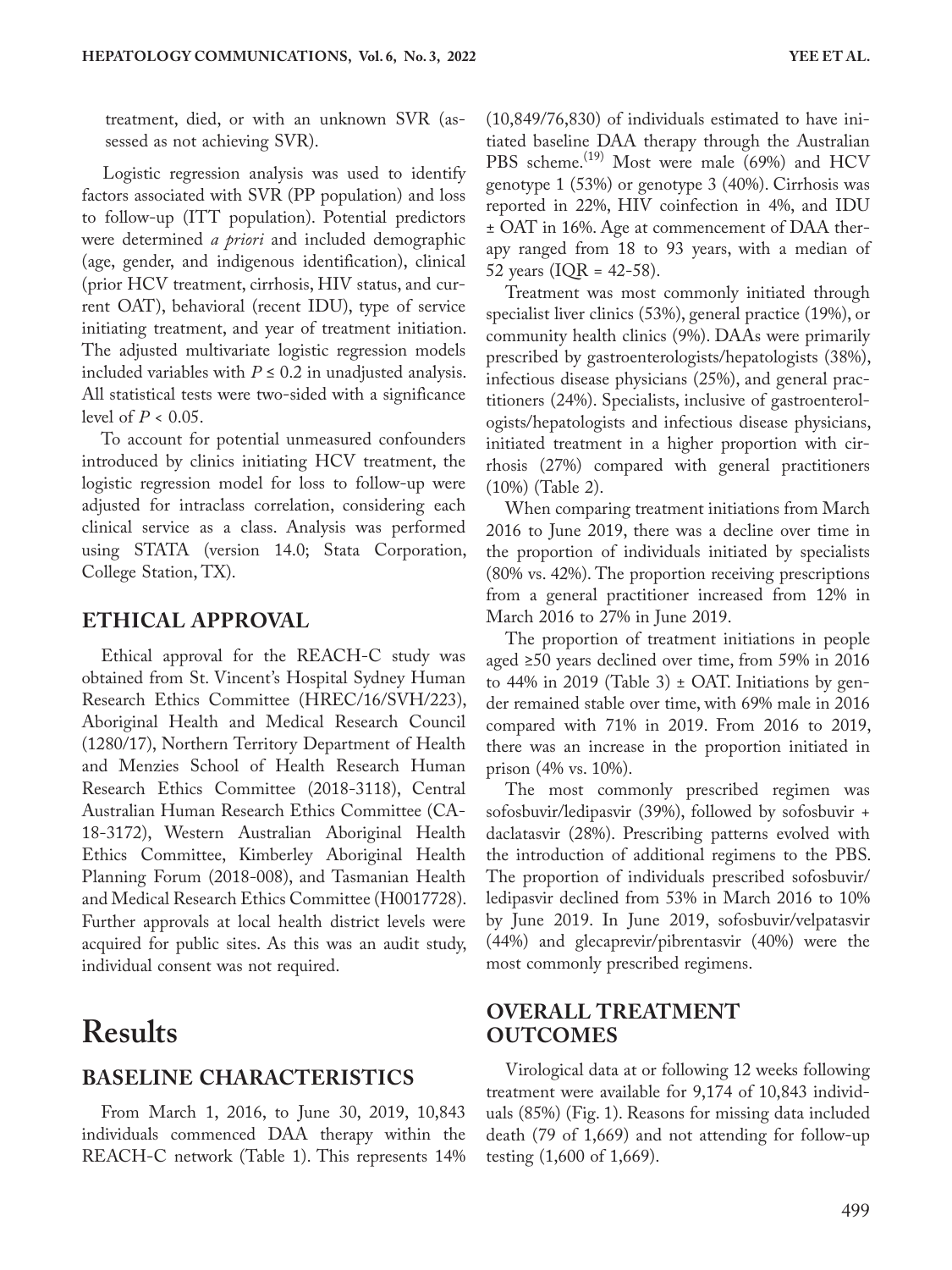treatment, died, or with an unknown SVR (assessed as not achieving SVR).

Logistic regression analysis was used to identify factors associated with SVR (PP population) and loss to follow-up (ITT population). Potential predictors were determined *a priori* and included demographic (age, gender, and indigenous identification), clinical (prior HCV treatment, cirrhosis, HIV status, and current OAT), behavioral (recent IDU), type of service initiating treatment, and year of treatment initiation. The adjusted multivariate logistic regression models included variables with $P \leq 0.2$ in unadjusted analysis. All statistical tests were two-sided with a significance level of $P < 0.05$.

To account for potential unmeasured confounders introduced by clinics initiating HCV treatment, the logistic regression model for loss to follow-up were adjusted for intraclass correlation, considering each clinical service as a class. Analysis was performed using STATA (version 14.0; Stata Corporation, College Station, TX).

## ETHICAL APPROVAL

Ethical approval for the REACH-C study was obtained from St. Vincent's Hospital Sydney Human Research Ethics Committee (HREC/16/SVH/223), Aboriginal Health and Medical Research Council (1280/17), Northern Territory Department of Health and Menzies School of Health Research Human Research Ethics Committee (2018-3118), Central Australian Human Research Ethics Committee (CA-18-3172), Western Australian Aboriginal Health Ethics Committee, Kimberley Aboriginal Health Planning Forum (2018-008), and Tasmanian Health and Medical Research Ethics Committee (H0017728). Further approvals at local health district levels were acquired for public sites. As this was an audit study, individual consent was not required.

# Results

## BASELINE CHARACTERISTICS

From March 1, 2016, to June 30, 2019, 10,843 individuals commenced DAA therapy within the REACH-C network (Table 1). This represents 14% (10,849/76,830) of individuals estimated to have initiated baseline DAA therapy through the Australian PBS scheme.[19] Most were male (69%) and HCV genotype 1 (53%) or genotype 3 (40%). Cirrhosis was reported in 22%, HIV coinfection in 4%, and IDU ± OAT in 16%. Age at commencement of DAA therapy ranged from 18 to 93 years, with a median of 52 years (IQR = 42-58).

Treatment was most commonly initiated through specialist liver clinics (53%), general practice (19%), or community health clinics (9%). DAAs were primarily prescribed by gastroenterologists/hepatologists (38%), infectious disease physicians (25%), and general practitioners (24%). Specialists, inclusive of gastroenterologists/hepatologists and infectious disease physicians, initiated treatment in a higher proportion with cirrhosis (27%) compared with general practitioners (10%) (Table 2).

When comparing treatment initiations from March 2016 to June 2019, there was a decline over time in the proportion of individuals initiated by specialists (80% vs. 42%). The proportion receiving prescriptions from a general practitioner increased from 12% in March 2016 to 27% in June 2019.

The proportion of treatment initiations in people aged ≥50 years declined over time, from 59% in 2016 to 44% in 2019 (Table 3) ± OAT. Initiations by gender remained stable over time, with 69% male in 2016 compared with 71% in 2019. From 2016 to 2019, there was an increase in the proportion initiated in prison (4% vs. 10%).

The most commonly prescribed regimen was sofosbuvir/ledipasvir (39%), followed by sofosbuvir + daclatasvir (28%). Prescribing patterns evolved with the introduction of additional regimens to the PBS. The proportion of individuals prescribed sofosbuvir/ledipasvir declined from 53% in March 2016 to 10% by June 2019. In June 2019, sofosbuvir/velpatasvir (44%) and glecaprevir/pibrentasvir (40%) were the most commonly prescribed regimens.

## OVERALL TREATMENT OUTCOMES

Virological data at or following 12 weeks following treatment were available for 9,174 of 10,843 individuals (85%) (Fig. 1). Reasons for missing data included death (79 of 1,669) and not attending for follow-up testing (1,600 of 1,669).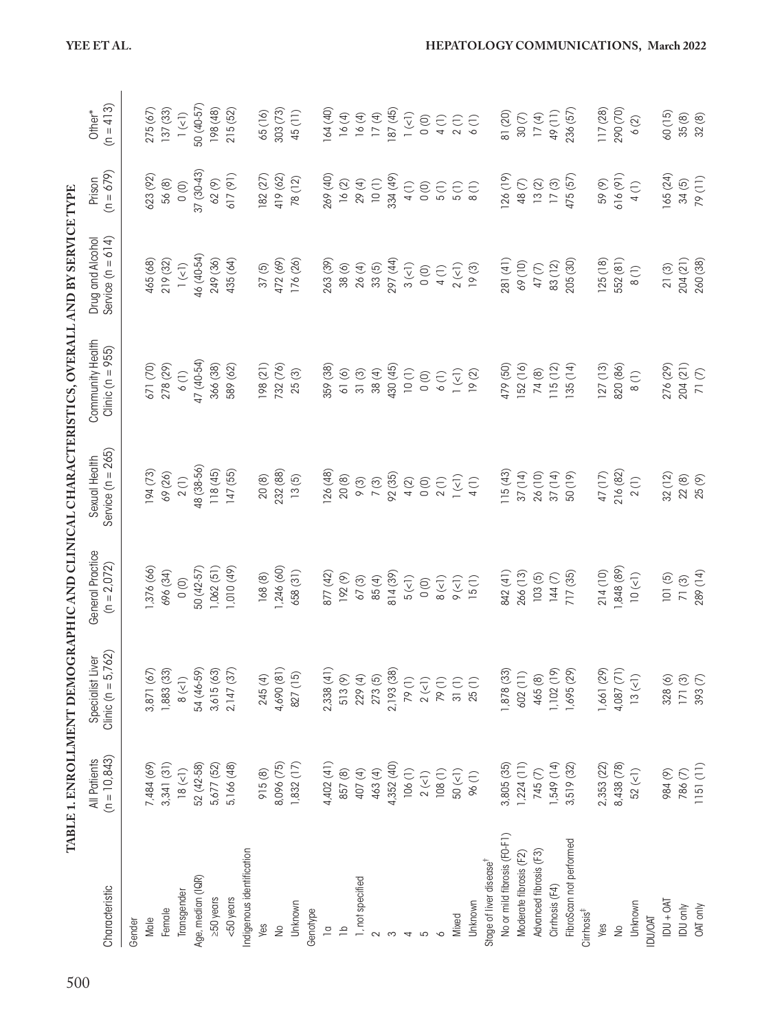**TABLE 1. ENROLLMENT DEMOGRAPHIC AND CLINICAL CHARACTERISTICS, OVERALL AND BY SERVICE TYPE**

| Characteristic | All Patients (n = 10,843) | Specialist Liver Clinic (n = 5,762) | General Practice (n = 2,072) | Sexual Health Service (n = 265) | Community Health Clinic (n = 955) | Drug and Alcohol Service (n = 614) | Prison (n = 679) | Other* (n = 413) |
|---|---|---|---|---|---|---|---|---|
| Gender | | | | | | | | |
| Male | 7,484 (69) | 3,871 (67) | 1,376 (66) | 194 (73) | 671 (70) | 465 (68) | 623 (92) | 275 (67) |
| Female | 3,341 (31) | 1,883 (33) | 696 (34) | 69 (26) | 278 (29) | 219 (32) | 56 (8) | 137 (33) |
| Transgender | 18 (<1) | 8 (<1) | 0 (0) | 2 (1) | 6 (1) | 1 (<1) | 0 (0) | 1 (<1) |
| Age, median (IQR) | 52 (42-58) | 54 (46-59) | 50 (42-57) | 48 (38-56) | 47 (40-54) | 46 (40-54) | 37 (30-43) | 50 (40-57) |
| ≥50 years | 5,677 (52) | 3,615 (63) | 1,062 (51) | 118 (45) | 366 (38) | 249 (36) | 62 (9) | 198 (48) |
| <50 years | 5,166 (48) | 2,147 (37) | 1,010 (49) | 147 (55) | 589 (62) | 435 (64) | 617 (91) | 215 (52) |
| Indigenous identification | | | | | | | | |
| Yes | 915 (8) | 245 (4) | 168 (8) | 20 (8) | 198 (21) | 37 (5) | 182 (27) | 65 (16) |
| No | 8,096 (75) | 4,690 (81) | 1,246 (60) | 232 (88) | 732 (76) | 472 (69) | 419 (62) | 303 (73) |
| Unknown | 1,832 (17) | 827 (15) | 658 (31) | 13 (5) | 25 (3) | 176 (26) | 78 (12) | 45 (11) |
| Genotype | | | | | | | | |
| 1a | 4,402 (41) | 2,338 (41) | 877 (42) | 126 (48) | 359 (38) | 263 (39) | 269 (40) | 164 (40) |
| 1b | 857 (8) | 513 (9) | 192 (9) | 20 (8) | 61 (6) | 38 (6) | 16 (2) | 16 (4) |
| 1, not specified | 407 (4) | 229 (4) | 67 (3) | 9 (3) | 31 (3) | 26 (4) | 29 (4) | 16 (4) |
| 2 | 463 (4) | 273 (5) | 85 (4) | 7 (3) | 38 (4) | 33 (5) | 10 (1) | 17 (4) |
| 3 | 4,352 (40) | 2,193 (38) | 814 (39) | 92 (35) | 430 (45) | 297 (44) | 334 (49) | 187 (45) |
| 4 | 106 (1) | 79 (1) | 5 (<1) | 4 (2) | 10 (1) | 3 (<1) | 4 (1) | 1 (<1) |
| 5 | 2 (<1) | 2 (<1) | 0 (0) | 0 (0) | 0 (0) | 0 (0) | 0 (0) | 0 (0) |
| 6 | 108 (1) | 79 (1) | 8 (<1) | 2 (1) | 6 (1) | 4 (1) | 5 (1) | 4 (1) |
| Mixed | 50 (<1) | 31 (1) | 9 (<1) | 1 (<1) | 1 (<1) | 2 (<1) | 5 (1) | 2 (1) |
| Unknown | 96 (1) | 25 (1) | 15 (1) | 4 (1) | 19 (2) | 19 (3) | 8 (1) | 6 (1) |
| Stage of liver disease[†] | | | | | | | | |
| No or mild fibrosis (F0-F1) | 3,805 (35) | 1,878 (33) | 842 (41) | 115 (43) | 479 (50) | 281 (41) | 126 (19) | 81 (20) |
| Moderate fibrosis (F2) | 1,224 (11) | 602 (11) | 266 (13) | 37 (14) | 152 (16) | 69 (10) | 48 (7) | 30 (7) |
| Advanced fibrosis (F3) | 745 (7) | 465 (8) | 103 (5) | 26 (10) | 74 (8) | 47 (7) | 13 (2) | 17 (4) |
| Cirrhosis (F4) | 1,549 (14) | 1,102 (19) | 144 (7) | 37 (14) | 115 (12) | 83 (12) | 17 (3) | 49 (11) |
| FibroScan not performed | 3,519 (32) | 1,695 (29) | 717 (35) | 50 (19) | 135 (14) | 205 (30) | 475 (57) | 236 (57) |
| Cirrhosis[‡] | | | | | | | | |
| Yes | 2,353 (22) | 1,661 (29) | 214 (10) | 47 (17) | 127 (13) | 125 (18) | 59 (9) | 117 (28) |
| No | 8,438 (78) | 4,087 (71) | 1,848 (89) | 216 (82) | 820 (86) | 552 (81) | 616 (91) | 290 (70) |
| Unknown | 52 (<1) | 13 (<1) | 10 (<1) | 2 (1) | 8 (1) | 8 (1) | 4 (1) | 6 (2) |
| IDU/OAT | | | | | | | | |
| IDU + OAT | 984 (9) | 328 (6) | 101 (5) | 32 (12) | 276 (29) | 21 (3) | 165 (24) | 60 (15) |
| IDU only | 786 (7) | 171 (3) | 71 (3) | 22 (8) | 204 (21) | 204 (21) | 34 (5) | 35 (8) |
| OAT only | 1151 (11) | 393 (7) | 289 (14) | 25 (9) | 71 (7) | 260 (38) | 79 (11) | 32 (8) |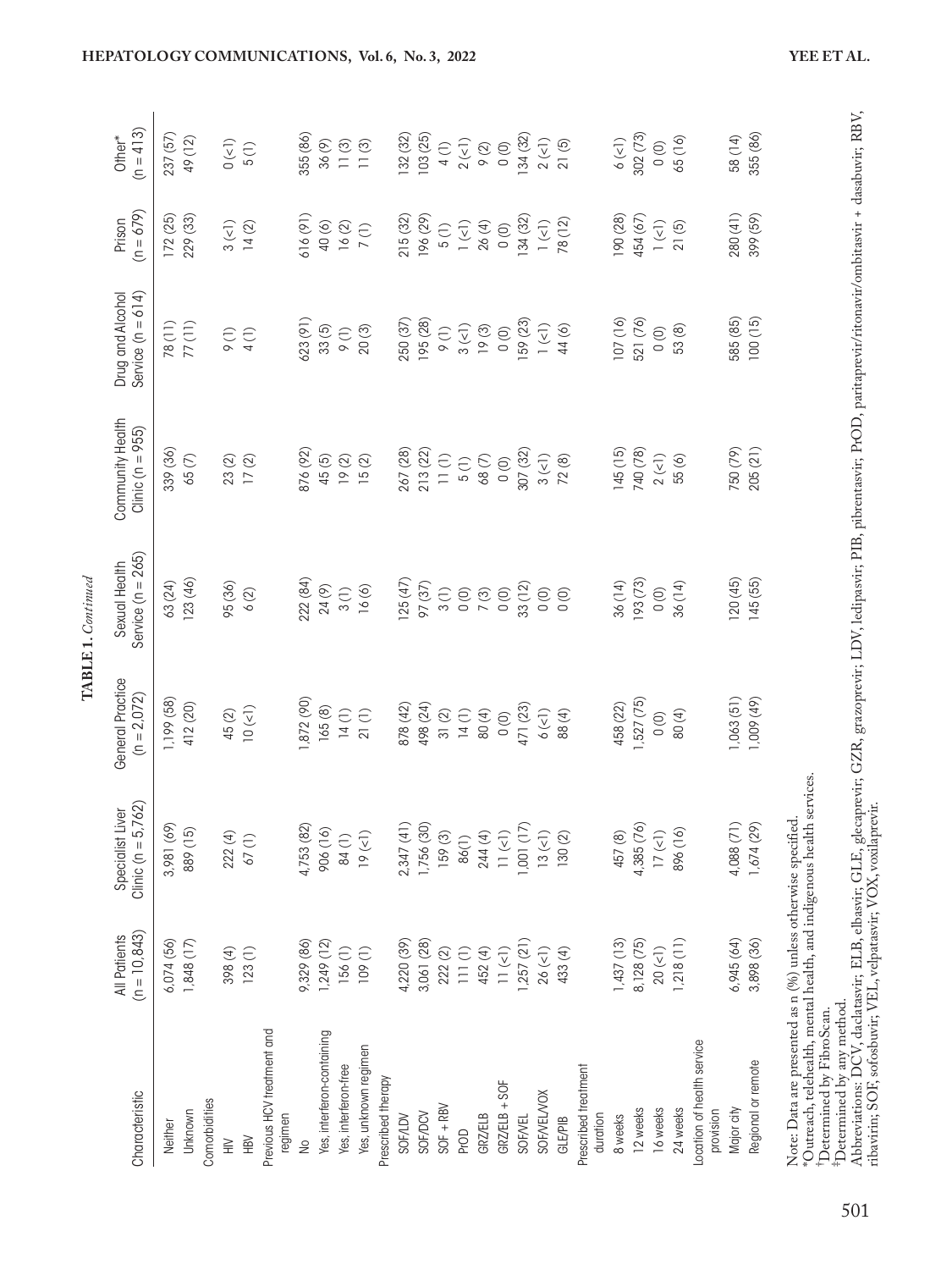**TABLE 1.** *Continued*

| Characteristic | All Patients (n = 10,843) | Specialist Liver Clinic (n = 5,762) | General Practice (n = 2,072) | Sexual Health Service (n = 265) | Community Health Clinic (n = 955) | Drug and Alcohol Service (n = 614) | Prison (n = 679) | Other* (n = 413) |
|---|---|---|---|---|---|---|---|---|
| Neither | 6,074 (56) | 3,981 (69) | 1,199 (58) | 63 (24) | 339 (36) | 78 (11) | 172 (25) | 237 (57) |
| Unknown | 1,848 (17) | 889 (15) | 412 (20) | 123 (46) | 65 (7) | 77 (11) | 229 (33) | 49 (12) |
| Comorbidities | | | | | | | | |
| HIV | 398 (4) | 222 (4) | 45 (2) | 95 (36) | 23 (2) | 9 (1) | 3 (<1) | 0 (<1) |
| HBV | 123 (1) | 67 (1) | 10 (<1) | 6 (2) | 17 (2) | 4 (1) | 14 (2) | 5 (1) |
| Previous HCV treatment and regimen | | | | | | | | |
| No | 9,329 (86) | 4,753 (82) | 1,872 (90) | 222 (84) | 876 (92) | 623 (91) | 616 (91) | 355 (86) |
| Yes, interferon-containing | 1,249 (12) | 906 (16) | 165 (8) | 24 (9) | 45 (5) | 33 (5) | 40 (6) | 36 (9) |
| Yes, interferon-free | 156 (1) | 84 (1) | 14 (1) | 3 (1) | 19 (2) | 9 (1) | 16 (2) | 11 (3) |
| Yes, unknown regimen | 109 (1) | 19 (<1) | 21 (1) | 16 (6) | 15 (2) | 20 (3) | 7 (1) | 11 (3) |
| Prescribed therapy | | | | | | | | |
| SOF/LDV | 4,220 (39) | 2,347 (41) | 878 (42) | 125 (47) | 267 (28) | 250 (37) | 215 (32) | 132 (32) |
| SOF/DCV | 3,061 (28) | 1,756 (30) | 498 (24) | 97 (37) | 213 (22) | 195 (28) | 196 (29) | 103 (25) |
| SOF + RBV | 222 (2) | 159 (3) | 31 (2) | 3 (1) | 11 (1) | 9 (1) | 5 (1) | 4 (1) |
| PrOD | 111 (1) | 86(1) | 14 (1) | 0 (0) | 5 (1) | 3 (<1) | 1 (<1) | 2 (<1) |
| GRZ/ELB | 452 (4) | 244 (4) | 80 (4) | 7 (3) | 68 (7) | 19 (3) | 26 (4) | 9 (2) |
| GRZ/ELB + SOF | 11 (<1) | 11 (<1) | 0 (0) | 0 (0) | 0 (0) | 0 (0) | 0 (0) | 0 (0) |
| SOF/VEL | 1,257 (21) | 1,001 (17) | 471 (23) | 33 (12) | 307 (32) | 159 (23) | 134 (32) | 134 (32) |
| SOF/VEL/VOX | 26 (<1) | 13 (<1) | 6 (<1) | 0 (0) | 3 (<1) | 1 (<1) | 1 (<1) | 2 (<1) |
| GLE/PIB | 433 (4) | 130 (2) | 88 (4) | 0 (0) | 72 (8) | 44 (6) | 78 (12) | 21 (5) |
| Prescribed treatment duration | | | | | | | | |
| 8 weeks | 1,437 (13) | 457 (8) | 458 (22) | 36 (14) | 145 (15) | 107 (16) | 190 (28) | 6 (<1) |
| 12 weeks | 8,128 (75) | 4,385 (76) | 1,527 (75) | 193 (73) | 740 (78) | 521 (76) | 454 (67) | 302 (73) |
| 16 weeks | 20 (<1) | 17 (<1) | 0 (0) | 0 (0) | 2 (<1) | 0 (0) | 1 (<1) | 0 (0) |
| 24 weeks | 1,218 (11) | 896 (16) | 80 (4) | 36 (14) | 55 (6) | 53 (8) | 21 (5) | 65 (16) |
| Location of health service provision | | | | | | | | |
| Major city | 6,945 (64) | 4,088 (71) | 1,063 (51) | 120 (45) | 750 (79) | 585 (85) | 280 (41) | 58 (14) |
| Regional or remote | 3,898 (36) | 1,674 (29) | 1,009 (49) | 145 (55) | 205 (21) | 100 (15) | 399 (59) | 355 (86) |

Note: Data are presented as n (%) unless otherwise specified.
*Outreach, telehealth, mental health, and indigenous health services.
†Determined by FibroScan.
‡Determined by any method.
Abbreviations: DCV, daclatasvir; ELB, elbasvir; GLE, glecaprevir; GZR, grazoprevir; LDV, ledipasvir; PIB, pibrentasvir; PrOD, paritaprevir/ritonavir/ombitasvir + dasabuvir; RBV, ribavirin; SOF, sofosbuvir; VEL, velpatasvir; VOX, voxilaprevir.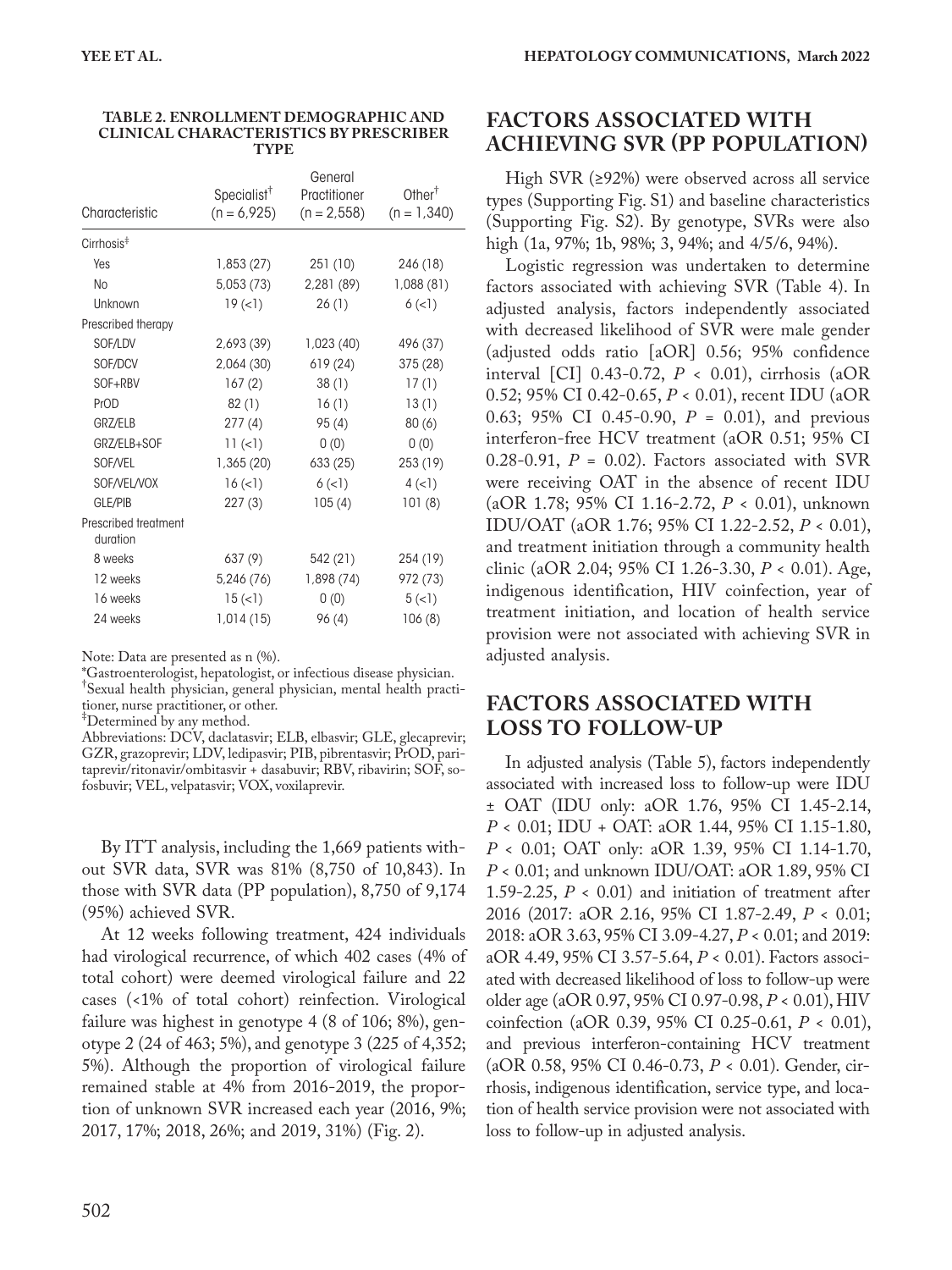**TABLE 2. ENROLLMENT DEMOGRAPHIC AND CLINICAL CHARACTERISTICS BY PRESCRIBER TYPE**

| Characteristic | Specialist[†] (n = 6,925) | General Practitioner (n = 2,558) | Other[†] (n = 1,340) |
|---|---|---|---|
| Cirrhosis[‡] | | | |
| Yes | 1,853 (27) | 251 (10) | 246 (18) |
| No | 5,053 (73) | 2,281 (89) | 1,088 (81) |
| Unknown | 19 (<1) | 26 (1) | 6 (<1) |
| Prescribed therapy | | | |
| SOF/LDV | 2,693 (39) | 1,023 (40) | 496 (37) |
| SOF/DCV | 2,064 (30) | 619 (24) | 375 (28) |
| SOF+RBV | 167 (2) | 38 (1) | 17 (1) |
| PrOD | 82 (1) | 16 (1) | 13 (1) |
| GRZ/ELB | 277 (4) | 95 (4) | 80 (6) |
| GRZ/ELB+SOF | 11 (<1) | 0 (0) | 0 (0) |
| SOF/VEL | 1,365 (20) | 633 (25) | 253 (19) |
| SOF/VEL/VOX | 16 (<1) | 6 (<1) | 4 (<1) |
| GLE/PIB | 227 (3) | 105 (4) | 101 (8) |
| Prescribed treatment duration | | | |
| 8 weeks | 637 (9) | 542 (21) | 254 (19) |
| 12 weeks | 5,246 (76) | 1,898 (74) | 972 (73) |
| 16 weeks | 15 (<1) | 0 (0) | 5 (<1) |
| 24 weeks | 1,014 (15) | 96 (4) | 106 (8) |

Note: Data are presented as n (%).

*Gastroenterologist, hepatologist, or infectious disease physician.

[†]Sexual health physician, general physician, mental health practitioner, nurse practitioner, or other.

[‡]Determined by any method.

Abbreviations: DCV, daclatasvir; ELB, elbasvir; GLE, glecaprevir; GZR, grazoprevir; LDV, ledipasvir; PIB, pibrentasvir; PrOD, paritaprevir/ritonavir/ombitasvir + dasabuvir; RBV, ribavirin; SOF, sofosbuvir; VEL, velpatasvir; VOX, voxilaprevir.

By ITT analysis, including the 1,669 patients without SVR data, SVR was 81% (8,750 of 10,843). In those with SVR data (PP population), 8,750 of 9,174 (95%) achieved SVR.

At 12 weeks following treatment, 424 individuals had virological recurrence, of which 402 cases (4% of total cohort) were deemed virological failure and 22 cases (<1% of total cohort) reinfection. Virological failure was highest in genotype 4 (8 of 106; 8%), genotype 2 (24 of 463; 5%), and genotype 3 (225 of 4,352; 5%). Although the proportion of virological failure remained stable at 4% from 2016-2019, the proportion of unknown SVR increased each year (2016, 9%; 2017, 17%; 2018, 26%; and 2019, 31%) (Fig. 2).

## FACTORS ASSOCIATED WITH ACHIEVING SVR (PP POPULATION)

High SVR (≥92%) were observed across all service types (Supporting Fig. S1) and baseline characteristics (Supporting Fig. S2). By genotype, SVRs were also high (1a, 97%; 1b, 98%; 3, 94%; and 4/5/6, 94%).

Logistic regression was undertaken to determine factors associated with achieving SVR (Table 4). In adjusted analysis, factors independently associated with decreased likelihood of SVR were male gender (adjusted odds ratio [aOR] 0.56; 95% confidence interval [CI] 0.43-0.72, $P < 0.01$), cirrhosis (aOR 0.52; 95% CI 0.42-0.65, $P < 0.01$), recent IDU (aOR 0.63; 95% CI 0.45-0.90, $P = 0.01$), and previous interferon-free HCV treatment (aOR 0.51; 95% CI 0.28-0.91, $P = 0.02$). Factors associated with SVR were receiving OAT in the absence of recent IDU (aOR 1.78; 95% CI 1.16-2.72, $P < 0.01$), unknown IDU/OAT (aOR 1.76; 95% CI 1.22-2.52, $P < 0.01$), and treatment initiation through a community health clinic (aOR 2.04; 95% CI 1.26-3.30, $P < 0.01$). Age, indigenous identification, HIV coinfection, year of treatment initiation, and location of health service provision were not associated with achieving SVR in adjusted analysis.

## FACTORS ASSOCIATED WITH LOSS TO FOLLOW-UP

In adjusted analysis (Table 5), factors independently associated with increased loss to follow-up were IDU ± OAT (IDU only: aOR 1.76, 95% CI 1.45-2.14, $P < 0.01$; IDU + OAT: aOR 1.44, 95% CI 1.15-1.80, $P < 0.01$; OAT only: aOR 1.39, 95% CI 1.14-1.70, $P < 0.01$; and unknown IDU/OAT: aOR 1.89, 95% CI 1.59-2.25, $P < 0.01$) and initiation of treatment after 2016 (2017: aOR 2.16, 95% CI 1.87-2.49, $P < 0.01$; 2018: aOR 3.63, 95% CI 3.09-4.27, $P < 0.01$; and 2019: aOR 4.49, 95% CI 3.57-5.64, $P < 0.01$). Factors associated with decreased likelihood of loss to follow-up were older age (aOR 0.97, 95% CI 0.97-0.98, $P < 0.01$), HIV coinfection (aOR 0.39, 95% CI 0.25-0.61, $P < 0.01$), and previous interferon-containing HCV treatment (aOR 0.58, 95% CI 0.46-0.73, $P < 0.01$). Gender, cirrhosis, indigenous identification, service type, and location of health service provision were not associated with loss to follow-up in adjusted analysis.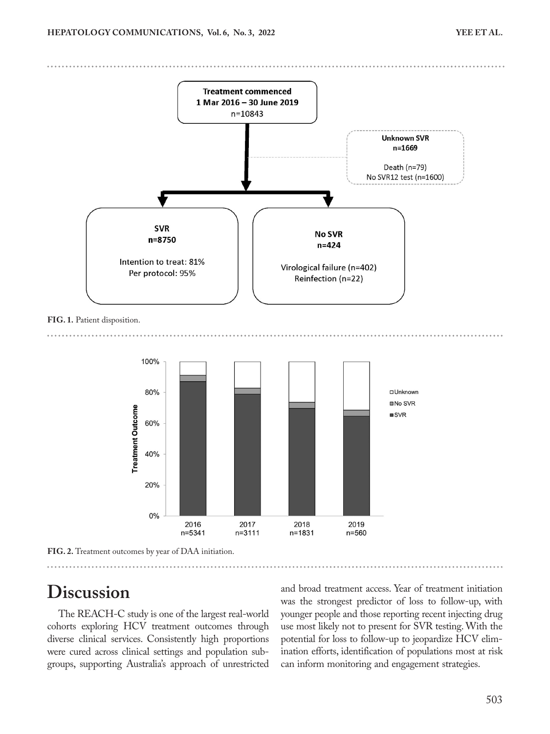**Treatment commenced**
**1 Mar 2016 – 30 June 2019**
n=10843

**Unknown SVR**
**n=1669**

Death (n=79)
No SVR12 test (n=1600)

**SVR**
**n=8750**

Intention to treat: 81%
Per protocol: 95%

**No SVR**
**n=424**

Virological failure (n=402)
Reinfection (n=22)

**FIG. 1.** Patient disposition.

**FIG. 2.** Treatment outcomes by year of DAA initiation.

# Discussion

The REACH-C study is one of the largest real-world cohorts exploring HCV treatment outcomes through diverse clinical services. Consistently high proportions were cured across clinical settings and population subgroups, supporting Australia's approach of unrestricted and broad treatment access. Year of treatment initiation was the strongest predictor of loss to follow-up, with younger people and those reporting recent injecting drug use most likely not to present for SVR testing. With the potential for loss to follow-up to jeopardize HCV elimination efforts, identification of populations most at risk can inform monitoring and engagement strategies.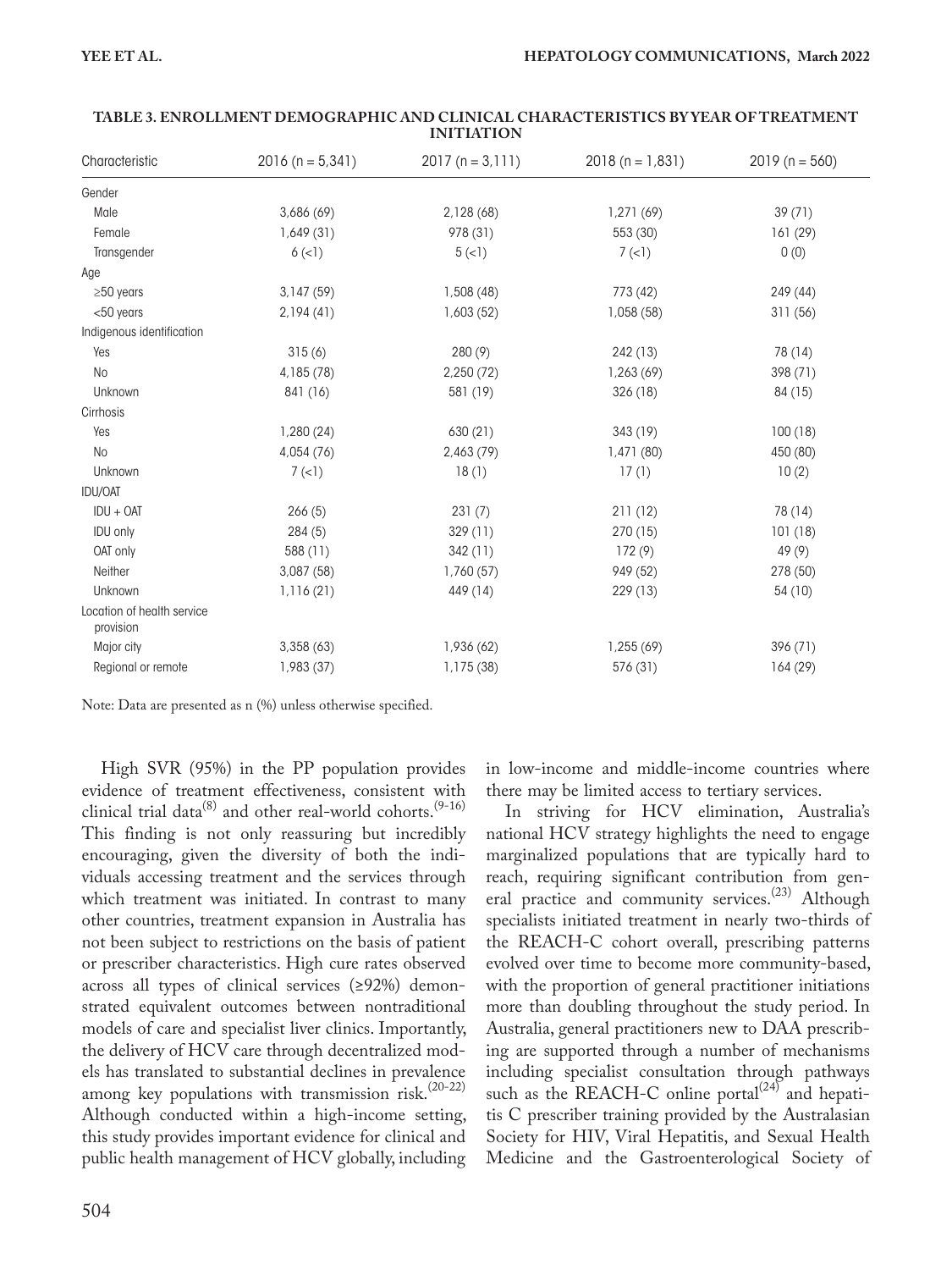**TABLE 3. ENROLLMENT DEMOGRAPHIC AND CLINICAL CHARACTERISTICS BY YEAR OF TREATMENT INITIATION**

| Characteristic | 2016 (n = 5,341) | 2017 (n = 3,111) | 2018 (n = 1,831) | 2019 (n = 560) |
|---|---|---|---|---|
| Gender | | | | |
| Male | 3,686 (69) | 2,128 (68) | 1,271 (69) | 39 (71) |
| Female | 1,649 (31) | 978 (31) | 553 (30) | 161 (29) |
| Transgender | 6 (<1) | 5 (<1) | 7 (<1) | 0 (0) |
| Age | | | | |
| ≥50 years | 3,147 (59) | 1,508 (48) | 773 (42) | 249 (44) |
| <50 years | 2,194 (41) | 1,603 (52) | 1,058 (58) | 311 (56) |
| Indigenous identification | | | | |
| Yes | 315 (6) | 280 (9) | 242 (13) | 78 (14) |
| No | 4,185 (78) | 2,250 (72) | 1,263 (69) | 398 (71) |
| Unknown | 841 (16) | 581 (19) | 326 (18) | 84 (15) |
| Cirrhosis | | | | |
| Yes | 1,280 (24) | 630 (21) | 343 (19) | 100 (18) |
| No | 4,054 (76) | 2,463 (79) | 1,471 (80) | 450 (80) |
| Unknown | 7 (<1) | 18 (1) | 17 (1) | 10 (2) |
| IDU/OAT | | | | |
| IDU + OAT | 266 (5) | 231 (7) | 211 (12) | 78 (14) |
| IDU only | 284 (5) | 329 (11) | 270 (15) | 101 (18) |
| OAT only | 588 (11) | 342 (11) | 172 (9) | 49 (9) |
| Neither | 3,087 (58) | 1,760 (57) | 949 (52) | 278 (50) |
| Unknown | 1,116 (21) | 449 (14) | 229 (13) | 54 (10) |
| Location of health service provision | | | | |
| Major city | 3,358 (63) | 1,936 (62) | 1,255 (69) | 396 (71) |
| Regional or remote | 1,983 (37) | 1,175 (38) | 576 (31) | 164 (29) |

Note: Data are presented as n (%) unless otherwise specified.

High SVR (95%) in the PP population provides evidence of treatment effectiveness, consistent with clinical trial data[8] and other real-world cohorts.[9-16] This finding is not only reassuring but incredibly encouraging, given the diversity of both the individuals accessing treatment and the services through which treatment was initiated. In contrast to many other countries, treatment expansion in Australia has not been subject to restrictions on the basis of patient or prescriber characteristics. High cure rates observed across all types of clinical services (≥92%) demonstrated equivalent outcomes between nontraditional models of care and specialist liver clinics. Importantly, the delivery of HCV care through decentralized models has translated to substantial declines in prevalence among key populations with transmission risk.[20-22] Although conducted within a high-income setting, this study provides important evidence for clinical and public health management of HCV globally, including in low-income and middle-income countries where there may be limited access to tertiary services.

In striving for HCV elimination, Australia's national HCV strategy highlights the need to engage marginalized populations that are typically hard to reach, requiring significant contribution from general practice and community services.[23] Although specialists initiated treatment in nearly two-thirds of the REACH-C cohort overall, prescribing patterns evolved over time to become more community-based, with the proportion of general practitioner initiations more than doubling throughout the study period. In Australia, general practitioners new to DAA prescribing are supported through a number of mechanisms including specialist consultation through pathways such as the REACH-C online portal[24] and hepatitis C prescriber training provided by the Australasian Society for HIV, Viral Hepatitis, and Sexual Health Medicine and the Gastroenterological Society of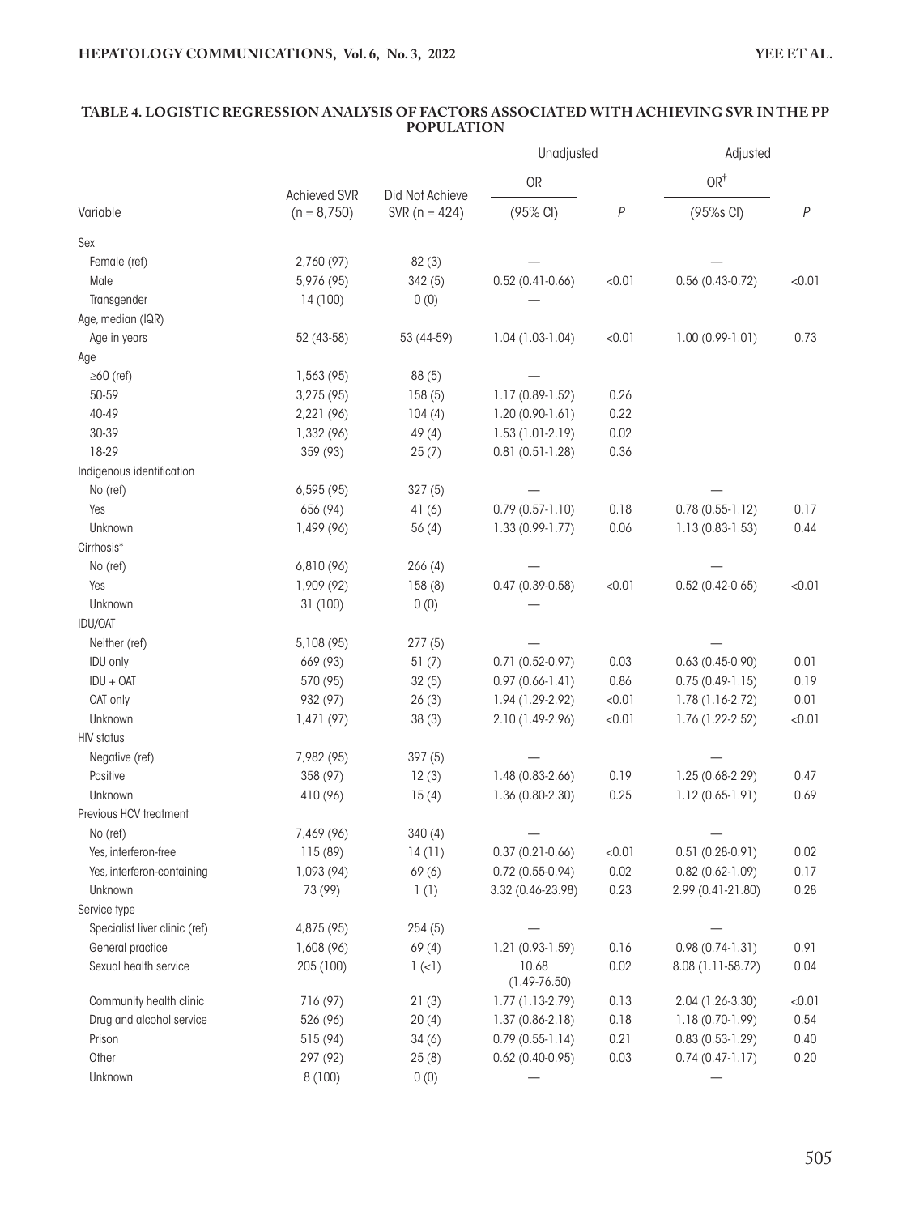**TABLE 4. LOGISTIC REGRESSION ANALYSIS OF FACTORS ASSOCIATED WITH ACHIEVING SVR IN THE PP POPULATION**

| | | | Unadjusted | | Adjusted | |
|---|---|---|---|---|---|---|
| | | | OR | | OR[†] | |
| Variable | Achieved SVR (n = 8,750) | Did Not Achieve SVR (n = 424) | (95% CI) | *P* | (95%s CI) | *P* |
| Sex | | | | | | |
| Female (ref) | 2,760 (97) | 82 (3) | — | | — | |
| Male | 5,976 (95) | 342 (5) | 0.52 (0.41-0.66) | <0.01 | 0.56 (0.43-0.72) | <0.01 |
| Transgender | 14 (100) | 0 (0) | — | | | |
| Age, median (IQR) | | | | | | |
| Age in years | 52 (43-58) | 53 (44-59) | 1.04 (1.03-1.04) | <0.01 | 1.00 (0.99-1.01) | 0.73 |
| Age | | | | | | |
| ≥60 (ref) | 1,563 (95) | 88 (5) | — | | | |
| 50-59 | 3,275 (95) | 158 (5) | 1.17 (0.89-1.52) | 0.26 | | |
| 40-49 | 2,221 (96) | 104 (4) | 1.20 (0.90-1.61) | 0.22 | | |
| 30-39 | 1,332 (96) | 49 (4) | 1.53 (1.01-2.19) | 0.02 | | |
| 18-29 | 359 (93) | 25 (7) | 0.81 (0.51-1.28) | 0.36 | | |
| Indigenous identification | | | | | | |
| No (ref) | 6,595 (95) | 327 (5) | — | | — | |
| Yes | 656 (94) | 41 (6) | 0.79 (0.57-1.10) | 0.18 | 0.78 (0.55-1.12) | 0.17 |
| Unknown | 1,499 (96) | 56 (4) | 1.33 (0.99-1.77) | 0.06 | 1.13 (0.83-1.53) | 0.44 |
| Cirrhosis* | | | | | | |
| No (ref) | 6,810 (96) | 266 (4) | — | | — | |
| Yes | 1,909 (92) | 158 (8) | 0.47 (0.39-0.58) | <0.01 | 0.52 (0.42-0.65) | <0.01 |
| Unknown | 31 (100) | 0 (0) | — | | | |
| IDU/OAT | | | | | | |
| Neither (ref) | 5,108 (95) | 277 (5) | — | | — | |
| IDU only | 669 (93) | 51 (7) | 0.71 (0.52-0.97) | 0.03 | 0.63 (0.45-0.90) | 0.01 |
| IDU + OAT | 570 (95) | 32 (5) | 0.97 (0.66-1.41) | 0.86 | 0.75 (0.49-1.15) | 0.19 |
| OAT only | 932 (97) | 26 (3) | 1.94 (1.29-2.92) | <0.01 | 1.78 (1.16-2.72) | 0.01 |
| Unknown | 1,471 (97) | 38 (3) | 2.10 (1.49-2.96) | <0.01 | 1.76 (1.22-2.52) | <0.01 |
| HIV status | | | | | | |
| Negative (ref) | 7,982 (95) | 397 (5) | — | | — | |
| Positive | 358 (97) | 12 (3) | 1.48 (0.83-2.66) | 0.19 | 1.25 (0.68-2.29) | 0.47 |
| Unknown | 410 (96) | 15 (4) | 1.36 (0.80-2.30) | 0.25 | 1.12 (0.65-1.91) | 0.69 |
| Previous HCV treatment | | | | | | |
| No (ref) | 7,469 (96) | 340 (4) | — | | — | |
| Yes, interferon-free | 115 (89) | 14 (11) | 0.37 (0.21-0.66) | <0.01 | 0.51 (0.28-0.91) | 0.02 |
| Yes, interferon-containing | 1,093 (94) | 69 (6) | 0.72 (0.55-0.94) | 0.02 | 0.82 (0.62-1.09) | 0.17 |
| Unknown | 73 (99) | 1 (1) | 3.32 (0.46-23.98) | 0.23 | 2.99 (0.41-21.80) | 0.28 |
| Service type | | | | | | |
| Specialist liver clinic (ref) | 4,875 (95) | 254 (5) | — | | — | |
| General practice | 1,608 (96) | 69 (4) | 1.21 (0.93-1.59) | 0.16 | 0.98 (0.74-1.31) | 0.91 |
| Sexual health service | 205 (100) | 1 (<1) | 10.68 (1.49-76.50) | 0.02 | 8.08 (1.11-58.72) | 0.04 |
| Community health clinic | 716 (97) | 21 (3) | 1.77 (1.13-2.79) | 0.13 | 2.04 (1.26-3.30) | <0.01 |
| Drug and alcohol service | 526 (96) | 20 (4) | 1.37 (0.86-2.18) | 0.18 | 1.18 (0.70-1.99) | 0.54 |
| Prison | 515 (94) | 34 (6) | 0.79 (0.55-1.14) | 0.21 | 0.83 (0.53-1.29) | 0.40 |
| Other | 297 (92) | 25 (8) | 0.62 (0.40-0.95) | 0.03 | 0.74 (0.47-1.17) | 0.20 |
| Unknown | 8 (100) | 0 (0) | — | | — | |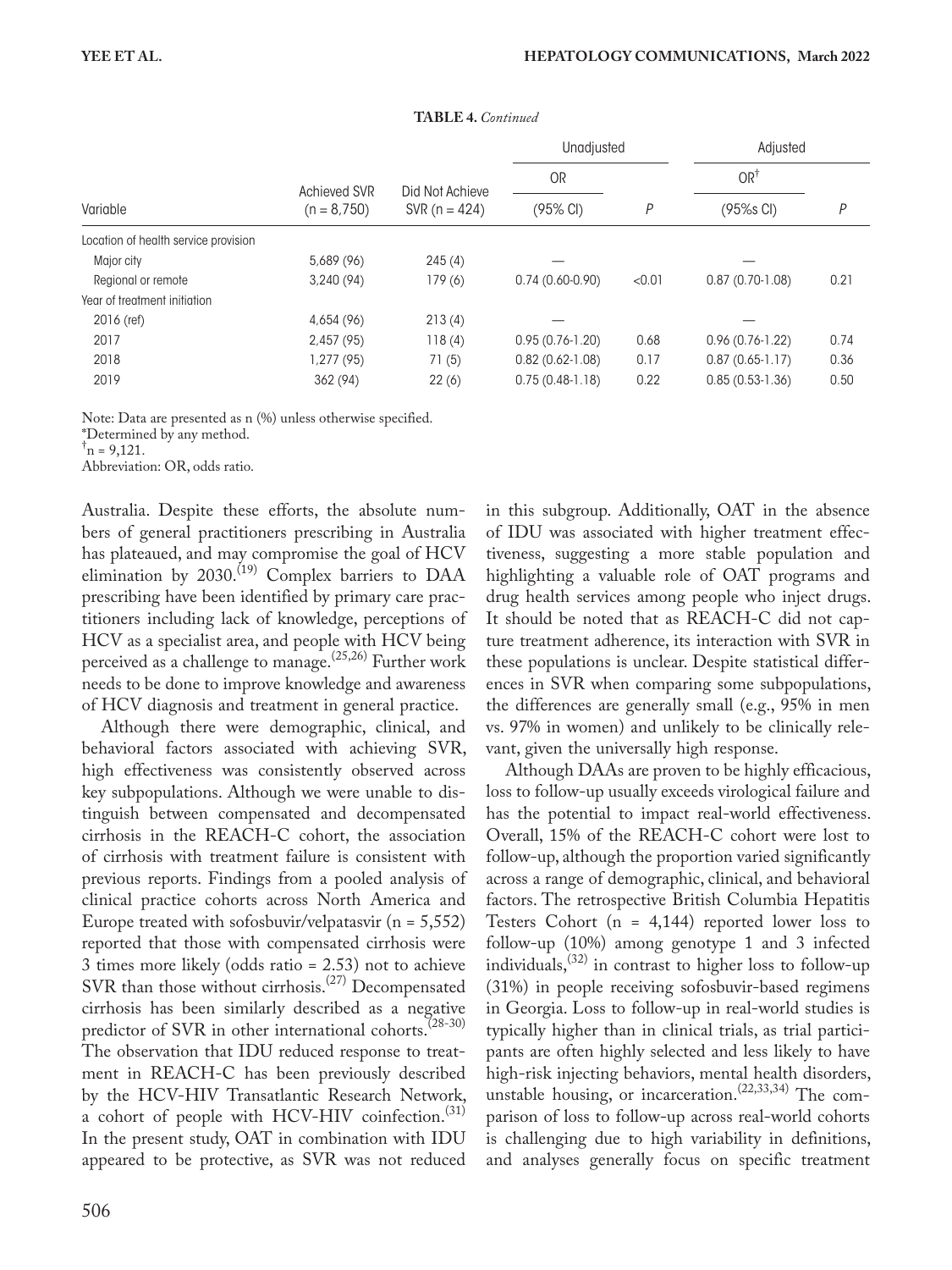**TABLE 4.** *Continued*

| Variable | Achieved SVR (n = 8,750) | Did Not Achieve SVR (n = 424) | Unadjusted | | Adjusted | |
|---|---|---|---|---|---|---|
| | | | OR (95% CI) | P | OR[†] (95%s CI) | P |
| Location of health service provision | | | | | | |
| Major city | 5,689 (96) | 245 (4) | — | | — | |
| Regional or remote | 3,240 (94) | 179 (6) | 0.74 (0.60-0.90) | <0.01 | 0.87 (0.70-1.08) | 0.21 |
| Year of treatment initiation | | | | | | |
| 2016 (ref) | 4,654 (96) | 213 (4) | — | | — | |
| 2017 | 2,457 (95) | 118 (4) | 0.95 (0.76-1.20) | 0.68 | 0.96 (0.76-1.22) | 0.74 |
| 2018 | 1,277 (95) | 71 (5) | 0.82 (0.62-1.08) | 0.17 | 0.87 (0.65-1.17) | 0.36 |
| 2019 | 362 (94) | 22 (6) | 0.75 (0.48-1.18) | 0.22 | 0.85 (0.53-1.36) | 0.50 |

Note: Data are presented as n (%) unless otherwise specified.
*Determined by any method.
[†]n = 9,121.
Abbreviation: OR, odds ratio.

Australia. Despite these efforts, the absolute numbers of general practitioners prescribing in Australia has plateaued, and may compromise the goal of HCV elimination by 2030.[19] Complex barriers to DAA prescribing have been identified by primary care practitioners including lack of knowledge, perceptions of HCV as a specialist area, and people with HCV being perceived as a challenge to manage.[25,26] Further work needs to be done to improve knowledge and awareness of HCV diagnosis and treatment in general practice.

Although there were demographic, clinical, and behavioral factors associated with achieving SVR, high effectiveness was consistently observed across key subpopulations. Although we were unable to distinguish between compensated and decompensated cirrhosis in the REACH-C cohort, the association of cirrhosis with treatment failure is consistent with previous reports. Findings from a pooled analysis of clinical practice cohorts across North America and Europe treated with sofosbuvir/velpatasvir (n = 5,552) reported that those with compensated cirrhosis were 3 times more likely (odds ratio = 2.53) not to achieve SVR than those without cirrhosis.[27] Decompensated cirrhosis has been similarly described as a negative predictor of SVR in other international cohorts.[28-30] The observation that IDU reduced response to treatment in REACH-C has been previously described by the HCV-HIV Transatlantic Research Network, a cohort of people with HCV-HIV coinfection.[31] In the present study, OAT in combination with IDU appeared to be protective, as SVR was not reduced in this subgroup. Additionally, OAT in the absence of IDU was associated with higher treatment effectiveness, suggesting a more stable population and highlighting a valuable role of OAT programs and drug health services among people who inject drugs. It should be noted that as REACH-C did not capture treatment adherence, its interaction with SVR in these populations is unclear. Despite statistical differences in SVR when comparing some subpopulations, the differences are generally small (e.g., 95% in men vs. 97% in women) and unlikely to be clinically relevant, given the universally high response.

Although DAAs are proven to be highly efficacious, loss to follow-up usually exceeds virological failure and has the potential to impact real-world effectiveness. Overall, 15% of the REACH-C cohort were lost to follow-up, although the proportion varied significantly across a range of demographic, clinical, and behavioral factors. The retrospective British Columbia Hepatitis Testers Cohort (n = 4,144) reported lower loss to follow-up (10%) among genotype 1 and 3 infected individuals,[32] in contrast to higher loss to follow-up (31%) in people receiving sofosbuvir-based regimens in Georgia. Loss to follow-up in real-world studies is typically higher than in clinical trials, as trial participants are often highly selected and less likely to have high-risk injecting behaviors, mental health disorders, unstable housing, or incarceration.[22,33,34] The comparison of loss to follow-up across real-world cohorts is challenging due to high variability in definitions, and analyses generally focus on specific treatment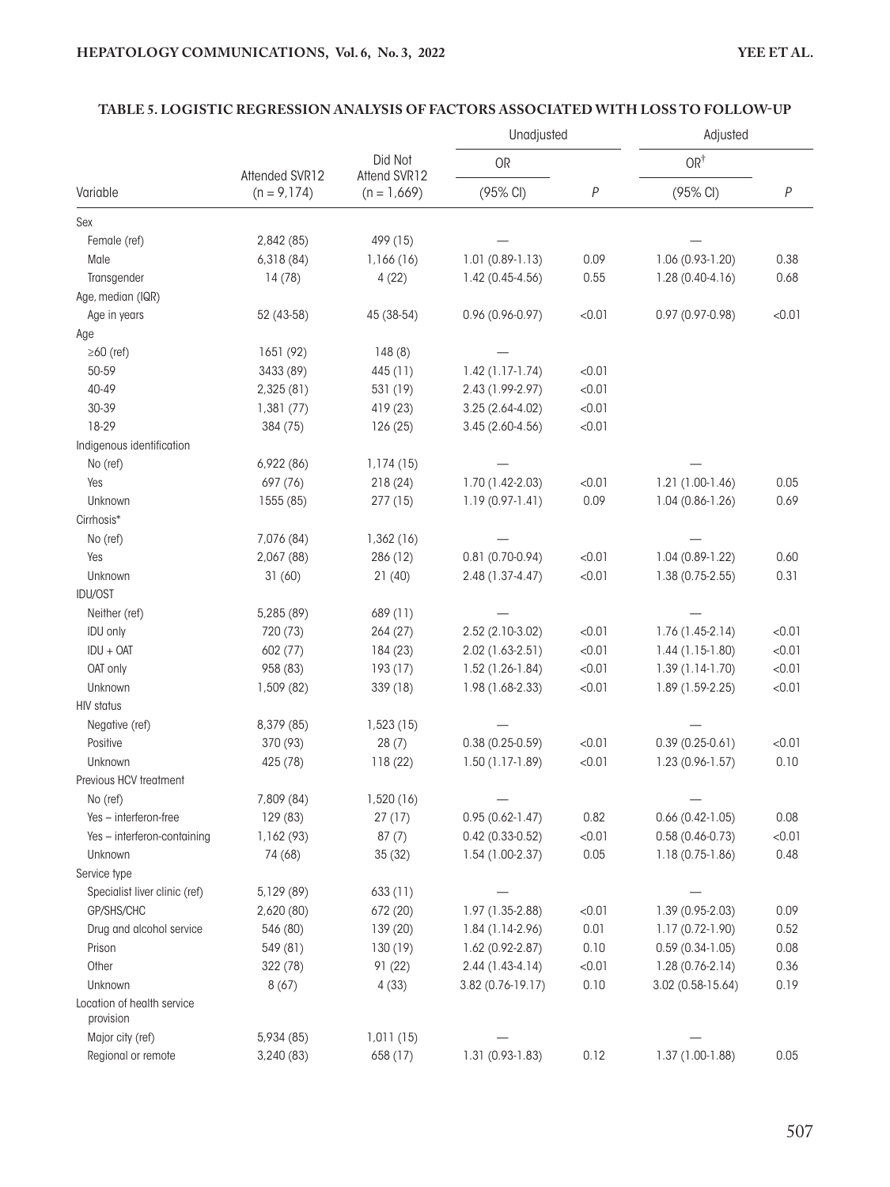**TABLE 5. LOGISTIC REGRESSION ANALYSIS OF FACTORS ASSOCIATED WITH LOSS TO FOLLOW-UP**

| Variable | Attended SVR12 (n = 9,174) | Did Not Attend SVR12 (n = 1,669) | Unadjusted OR (95% CI) | Unadjusted P | Adjusted OR[†] (95% CI) | Adjusted P |
|---|---|---|---|---|---|---|
| Sex | | | | | | |
| Female (ref) | 2,842 (85) | 499 (15) | — | | — | |
| Male | 6,318 (84) | 1,166 (16) | 1.01 (0.89-1.13) | 0.09 | 1.06 (0.93-1.20) | 0.38 |
| Transgender | 14 (78) | 4 (22) | 1.42 (0.45-4.56) | 0.55 | 1.28 (0.40-4.16) | 0.68 |
| Age, median (IQR) | | | | | | |
| Age in years | 52 (43-58) | 45 (38-54) | 0.96 (0.96-0.97) | <0.01 | 0.97 (0.97-0.98) | <0.01 |
| Age | | | | | | |
| ≥60 (ref) | 1651 (92) | 148 (8) | — | | | |
| 50-59 | 3433 (89) | 445 (11) | 1.42 (1.17-1.74) | <0.01 | | |
| 40-49 | 2,325 (81) | 531 (19) | 2.43 (1.99-2.97) | <0.01 | | |
| 30-39 | 1,381 (77) | 419 (23) | 3.25 (2.64-4.02) | <0.01 | | |
| 18-29 | 384 (75) | 126 (25) | 3.45 (2.60-4.56) | <0.01 | | |
| Indigenous identification | | | | | | |
| No (ref) | 6,922 (86) | 1,174 (15) | — | | — | |
| Yes | 697 (76) | 218 (24) | 1.70 (1.42-2.03) | <0.01 | 1.21 (1.00-1.46) | 0.05 |
| Unknown | 1555 (85) | 277 (15) | 1.19 (0.97-1.41) | 0.09 | 1.04 (0.86-1.26) | 0.69 |
| Cirrhosis* | | | | | | |
| No (ref) | 7,076 (84) | 1,362 (16) | — | | — | |
| Yes | 2,067 (88) | 286 (12) | 0.81 (0.70-0.94) | <0.01 | 1.04 (0.89-1.22) | 0.60 |
| Unknown | 31 (60) | 21 (40) | 2.48 (1.37-4.47) | <0.01 | 1.38 (0.75-2.55) | 0.31 |
| IDU/OST | | | | | | |
| Neither (ref) | 5,285 (89) | 689 (11) | — | | — | |
| IDU only | 720 (73) | 264 (27) | 2.52 (2.10-3.02) | <0.01 | 1.76 (1.45-2.14) | <0.01 |
| IDU + OAT | 602 (77) | 184 (23) | 2.02 (1.63-2.51) | <0.01 | 1.44 (1.15-1.80) | <0.01 |
| OAT only | 958 (83) | 193 (17) | 1.52 (1.26-1.84) | <0.01 | 1.39 (1.14-1.70) | <0.01 |
| Unknown | 1,509 (82) | 339 (18) | 1.98 (1.68-2.33) | <0.01 | 1.89 (1.59-2.25) | <0.01 |
| HIV status | | | | | | |
| Negative (ref) | 8,379 (85) | 1,523 (15) | — | | — | |
| Positive | 370 (93) | 28 (7) | 0.38 (0.25-0.59) | <0.01 | 0.39 (0.25-0.61) | <0.01 |
| Unknown | 425 (78) | 118 (22) | 1.50 (1.17-1.89) | <0.01 | 1.23 (0.96-1.57) | 0.10 |
| Previous HCV treatment | | | | | | |
| No (ref) | 7,809 (84) | 1,520 (16) | — | | — | |
| Yes – interferon-free | 129 (83) | 27 (17) | 0.95 (0.62-1.47) | 0.82 | 0.66 (0.42-1.05) | 0.08 |
| Yes – interferon-containing | 1,162 (93) | 87 (7) | 0.42 (0.33-0.52) | <0.01 | 0.58 (0.46-0.73) | <0.01 |
| Unknown | 74 (68) | 35 (32) | 1.54 (1.00-2.37) | 0.05 | 1.18 (0.75-1.86) | 0.48 |
| Service type | | | | | | |
| Specialist liver clinic (ref) | 5,129 (89) | 633 (11) | — | | — | |
| GP/SHS/CHC | 2,620 (80) | 672 (20) | 1.97 (1.35-2.88) | <0.01 | 1.39 (0.95-2.03) | 0.09 |
| Drug and alcohol service | 546 (80) | 139 (20) | 1.84 (1.14-2.96) | 0.01 | 1.17 (0.72-1.90) | 0.52 |
| Prison | 549 (81) | 130 (19) | 1.62 (0.92-2.87) | 0.10 | 0.59 (0.34-1.05) | 0.08 |
| Other | 322 (78) | 91 (22) | 2.44 (1.43-4.14) | <0.01 | 1.28 (0.76-2.14) | 0.36 |
| Unknown | 8 (67) | 4 (33) | 3.82 (0.76-19.17) | 0.10 | 3.02 (0.58-15.64) | 0.19 |
| Location of health service provision | | | | | | |
| Major city (ref) | 5,934 (85) | 1,011 (15) | — | | — | |
| Regional or remote | 3,240 (83) | 658 (17) | 1.31 (0.93-1.83) | 0.12 | 1.37 (1.00-1.88) | 0.05 |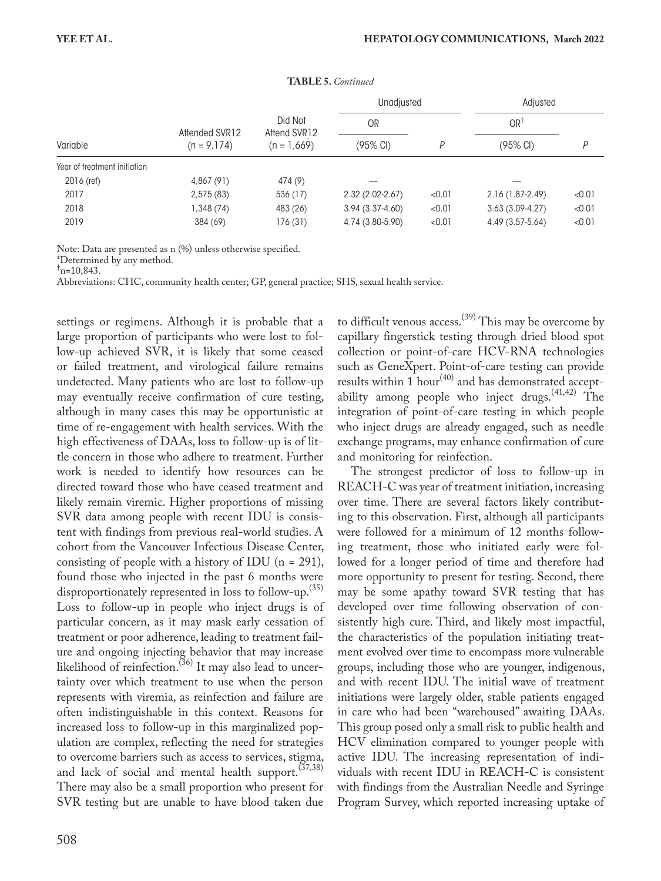**TABLE 5.** *Continued*

| Variable | Attended SVR12 (n = 9,174) | Did Not Attend SVR12 (n = 1,669) | Unadjusted OR (95% CI) | Unadjusted P | Adjusted OR[†] (95% CI) | Adjusted P |
|---|---|---|---|---|---|---|
| Year of treatment initiation | | | | | | |
| 2016 (ref) | 4,867 (91) | 474 (9) | — | | — | |
| 2017 | 2,575 (83) | 536 (17) | 2.32 (2.02-2.67) | <0.01 | 2.16 (1.87-2.49) | <0.01 |
| 2018 | 1,348 (74) | 483 (26) | 3.94 (3.37-4.60) | <0.01 | 3.63 (3.09-4.27) | <0.01 |
| 2019 | 384 (69) | 176 (31) | 4.74 (3.80-5.90) | <0.01 | 4.49 (3.57-5.64) | <0.01 |

Note: Data are presented as n (%) unless otherwise specified.
*Determined by any method.
[†]n=10,843.
Abbreviations: CHC, community health center; GP, general practice; SHS, sexual health service.

settings or regimens. Although it is probable that a large proportion of participants who were lost to follow-up achieved SVR, it is likely that some ceased or failed treatment, and virological failure remains undetected. Many patients who are lost to follow-up may eventually receive confirmation of cure testing, although in many cases this may be opportunistic at time of re-engagement with health services. With the high effectiveness of DAAs, loss to follow-up is of little concern in those who adhere to treatment. Further work is needed to identify how resources can be directed toward those who have ceased treatment and likely remain viremic. Higher proportions of missing SVR data among people with recent IDU is consistent with findings from previous real-world studies. A cohort from the Vancouver Infectious Disease Center, consisting of people with a history of IDU (n = 291), found those who injected in the past 6 months were disproportionately represented in loss to follow-up.[35] Loss to follow-up in people who inject drugs is of particular concern, as it may mask early cessation of treatment or poor adherence, leading to treatment failure and ongoing injecting behavior that may increase likelihood of reinfection.[36] It may also lead to uncertainty over which treatment to use when the person represents with viremia, as reinfection and failure are often indistinguishable in this context. Reasons for increased loss to follow-up in this marginalized population are complex, reflecting the need for strategies to overcome barriers such as access to services, stigma, and lack of social and mental health support.[37,38] There may also be a small proportion who present for SVR testing but are unable to have blood taken due to difficult venous access.[39] This may be overcome by capillary fingerstick testing through dried blood spot collection or point-of-care HCV-RNA technologies such as GeneXpert. Point-of-care testing can provide results within 1 hour[40] and has demonstrated acceptability among people who inject drugs.[41,42] The integration of point-of-care testing in which people who inject drugs are already engaged, such as needle exchange programs, may enhance confirmation of cure and monitoring for reinfection.

The strongest predictor of loss to follow-up in REACH-C was year of treatment initiation, increasing over time. There are several factors likely contributing to this observation. First, although all participants were followed for a minimum of 12 months following treatment, those who initiated early were followed for a longer period of time and therefore had more opportunity to present for testing. Second, there may be some apathy toward SVR testing that has developed over time following observation of consistently high cure. Third, and likely most impactful, the characteristics of the population initiating treatment evolved over time to encompass more vulnerable groups, including those who are younger, indigenous, and with recent IDU. The initial wave of treatment initiations were largely older, stable patients engaged in care who had been "warehoused" awaiting DAAs. This group posed only a small risk to public health and HCV elimination compared to younger people with active IDU. The increasing representation of individuals with recent IDU in REACH-C is consistent with findings from the Australian Needle and Syringe Program Survey, which reported increasing uptake of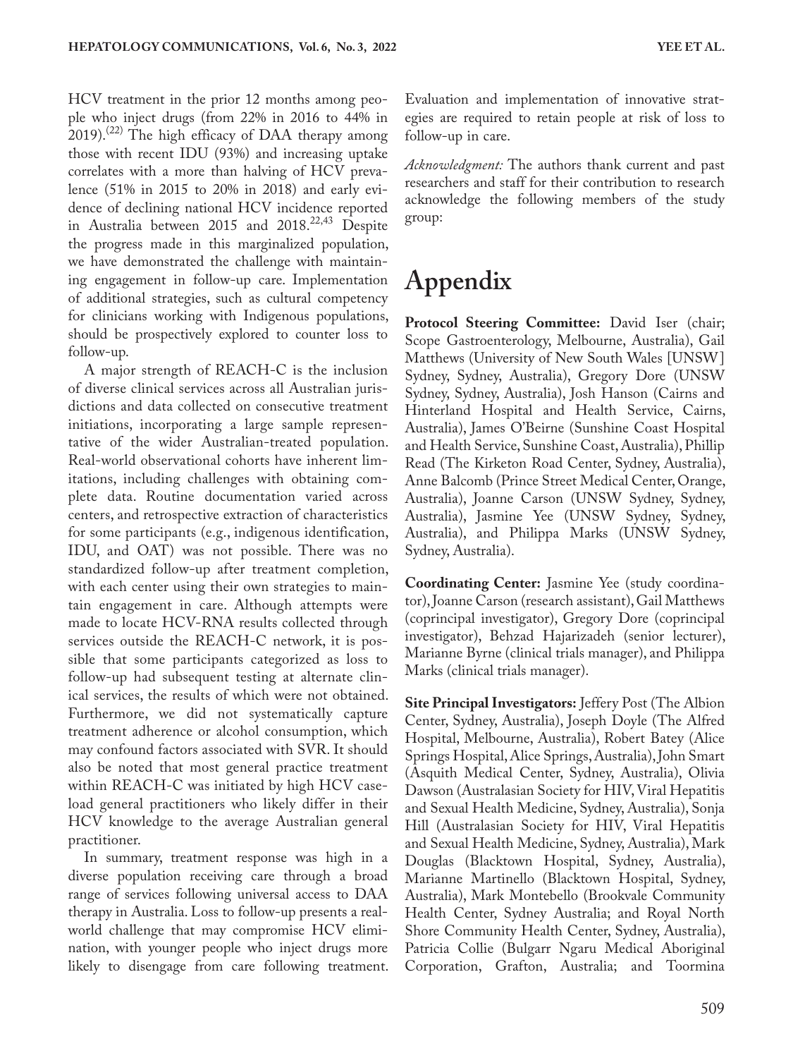HCV treatment in the prior 12 months among people who inject drugs (from 22% in 2016 to 44% in 2019).[22] The high efficacy of DAA therapy among those with recent IDU (93%) and increasing uptake correlates with a more than halving of HCV prevalence (51% in 2015 to 20% in 2018) and early evidence of declining national HCV incidence reported in Australia between 2015 and 2018.[22,43] Despite the progress made in this marginalized population, we have demonstrated the challenge with maintaining engagement in follow-up care. Implementation of additional strategies, such as cultural competency for clinicians working with Indigenous populations, should be prospectively explored to counter loss to follow-up.

A major strength of REACH-C is the inclusion of diverse clinical services across all Australian jurisdictions and data collected on consecutive treatment initiations, incorporating a large sample representative of the wider Australian-treated population. Real-world observational cohorts have inherent limitations, including challenges with obtaining complete data. Routine documentation varied across centers, and retrospective extraction of characteristics for some participants (e.g., indigenous identification, IDU, and OAT) was not possible. There was no standardized follow-up after treatment completion, with each center using their own strategies to maintain engagement in care. Although attempts were made to locate HCV-RNA results collected through services outside the REACH-C network, it is possible that some participants categorized as loss to follow-up had subsequent testing at alternate clinical services, the results of which were not obtained. Furthermore, we did not systematically capture treatment adherence or alcohol consumption, which may confound factors associated with SVR. It should also be noted that most general practice treatment within REACH-C was initiated by high HCV caseload general practitioners who likely differ in their HCV knowledge to the average Australian general practitioner.

In summary, treatment response was high in a diverse population receiving care through a broad range of services following universal access to DAA therapy in Australia. Loss to follow-up presents a real-world challenge that may compromise HCV elimination, with younger people who inject drugs more likely to disengage from care following treatment. Evaluation and implementation of innovative strategies are required to retain people at risk of loss to follow-up in care.

*Acknowledgment:* The authors thank current and past researchers and staff for their contribution to research acknowledge the following members of the study group:

# Appendix

**Protocol Steering Committee:** David Iser (chair; Scope Gastroenterology, Melbourne, Australia), Gail Matthews (University of New South Wales [UNSW] Sydney, Sydney, Australia), Gregory Dore (UNSW Sydney, Sydney, Australia), Josh Hanson (Cairns and Hinterland Hospital and Health Service, Cairns, Australia), James O'Beirne (Sunshine Coast Hospital and Health Service, Sunshine Coast, Australia), Phillip Read (The Kirketon Road Center, Sydney, Australia), Anne Balcomb (Prince Street Medical Center, Orange, Australia), Joanne Carson (UNSW Sydney, Sydney, Australia), Jasmine Yee (UNSW Sydney, Sydney, Australia), and Philippa Marks (UNSW Sydney, Sydney, Australia).

**Coordinating Center:** Jasmine Yee (study coordinator), Joanne Carson (research assistant), Gail Matthews (coprincipal investigator), Gregory Dore (coprincipal investigator), Behzad Hajarizadeh (senior lecturer), Marianne Byrne (clinical trials manager), and Philippa Marks (clinical trials manager).

**Site Principal Investigators:** Jeffery Post (The Albion Center, Sydney, Australia), Joseph Doyle (The Alfred Hospital, Melbourne, Australia), Robert Batey (Alice Springs Hospital, Alice Springs, Australia), John Smart (Asquith Medical Center, Sydney, Australia), Olivia Dawson (Australasian Society for HIV, Viral Hepatitis and Sexual Health Medicine, Sydney, Australia), Sonja Hill (Australasian Society for HIV, Viral Hepatitis and Sexual Health Medicine, Sydney, Australia), Mark Douglas (Blacktown Hospital, Sydney, Australia), Marianne Martinello (Blacktown Hospital, Sydney, Australia), Mark Montebello (Brookvale Community Health Center, Sydney Australia; and Royal North Shore Community Health Center, Sydney, Australia), Patricia Collie (Bulgarr Ngaru Medical Aboriginal Corporation, Grafton, Australia; and Toormina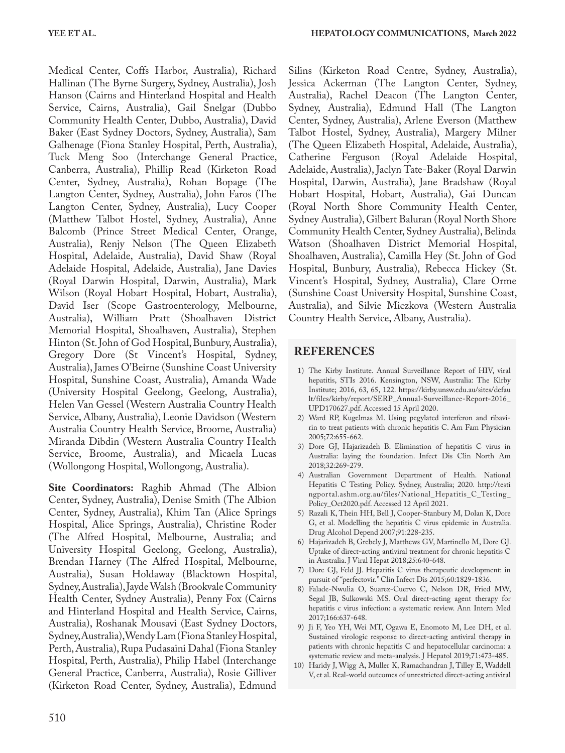Medical Center, Coffs Harbor, Australia), Richard Hallinan (The Byrne Surgery, Sydney, Australia), Josh Hanson (Cairns and Hinterland Hospital and Health Service, Cairns, Australia), Gail Snelgar (Dubbo Community Health Center, Dubbo, Australia), David Baker (East Sydney Doctors, Sydney, Australia), Sam Galhenage (Fiona Stanley Hospital, Perth, Australia), Tuck Meng Soo (Interchange General Practice, Canberra, Australia), Phillip Read (Kirketon Road Center, Sydney, Australia), Rohan Bopage (The Langton Center, Sydney, Australia), John Faros (The Langton Center, Sydney, Australia), Lucy Cooper (Matthew Talbot Hostel, Sydney, Australia), Anne Balcomb (Prince Street Medical Center, Orange, Australia), Renjy Nelson (The Queen Elizabeth Hospital, Adelaide, Australia), David Shaw (Royal Adelaide Hospital, Adelaide, Australia), Jane Davies (Royal Darwin Hospital, Darwin, Australia), Mark Wilson (Royal Hobart Hospital, Hobart, Australia), David Iser (Scope Gastroenterology, Melbourne, Australia), William Pratt (Shoalhaven District Memorial Hospital, Shoalhaven, Australia), Stephen Hinton (St. John of God Hospital, Bunbury, Australia), Gregory Dore (St Vincent's Hospital, Sydney, Australia), James O'Beirne (Sunshine Coast University Hospital, Sunshine Coast, Australia), Amanda Wade (University Hospital Geelong, Geelong, Australia), Helen Van Gessel (Western Australia Country Health Service, Albany, Australia), Leonie Davidson (Western Australia Country Health Service, Broome, Australia) Miranda Dibdin (Western Australia Country Health Service, Broome, Australia), and Micaela Lucas (Wollongong Hospital, Wollongong, Australia).

**Site Coordinators:** Raghib Ahmad (The Albion Center, Sydney, Australia), Denise Smith (The Albion Center, Sydney, Australia), Khim Tan (Alice Springs Hospital, Alice Springs, Australia), Christine Roder (The Alfred Hospital, Melbourne, Australia; and University Hospital Geelong, Geelong, Australia), Brendan Harney (The Alfred Hospital, Melbourne, Australia), Susan Holdaway (Blacktown Hospital, Sydney, Australia), Jayde Walsh (Brookvale Community Health Center, Sydney Australia), Penny Fox (Cairns and Hinterland Hospital and Health Service, Cairns, Australia), Roshanak Mousavi (East Sydney Doctors, Sydney, Australia), Wendy Lam (Fiona Stanley Hospital, Perth, Australia), Rupa Pudasaini Dahal (Fiona Stanley Hospital, Perth, Australia), Philip Habel (Interchange General Practice, Canberra, Australia), Rosie Gilliver (Kirketon Road Center, Sydney, Australia), Edmund Silins (Kirketon Road Centre, Sydney, Australia), Jessica Ackerman (The Langton Center, Sydney, Australia), Rachel Deacon (The Langton Center, Sydney, Australia), Edmund Hall (The Langton Center, Sydney, Australia), Arlene Everson (Matthew Talbot Hostel, Sydney, Australia), Margery Milner (The Queen Elizabeth Hospital, Adelaide, Australia), Catherine Ferguson (Royal Adelaide Hospital, Adelaide, Australia), Jaclyn Tate-Baker (Royal Darwin Hospital, Darwin, Australia), Jane Bradshaw (Royal Hobart Hospital, Hobart, Australia), Gai Duncan (Royal North Shore Community Health Center, Sydney Australia), Gilbert Baluran (Royal North Shore Community Health Center, Sydney Australia), Belinda Watson (Shoalhaven District Memorial Hospital, Shoalhaven, Australia), Camilla Hey (St. John of God Hospital, Bunbury, Australia), Rebecca Hickey (St. Vincent's Hospital, Sydney, Australia), Clare Orme (Sunshine Coast University Hospital, Sunshine Coast, Australia), and Silvie Miczkova (Western Australia Country Health Service, Albany, Australia).

## REFERENCES

1) The Kirby Institute. Annual Surveillance Report of HIV, viral hepatitis, STIs 2016. Kensington, NSW, Australia: The Kirby Institute; 2016, 63, 65, 122. https://kirby.unsw.edu.au/sites/default/files/kirby/report/SERP_Annual-Surveillance-Report-2016_UPD170627.pdf. Accessed 15 April 2020.
2) Ward RP, Kugelmas M. Using pegylated interferon and ribavirin to treat patients with chronic hepatitis C. Am Fam Physician 2005;72:655-662.
3) Dore GJ, Hajarizadeh B. Elimination of hepatitis C virus in Australia: laying the foundation. Infect Dis Clin North Am 2018;32:269-279.
4) Australian Government Department of Health. National Hepatitis C Testing Policy. Sydney, Australia; 2020. http://testingportal.ashm.org.au/files/National_Hepatitis_C_Testing_Policy_Oct2020.pdf. Accessed 12 April 2021.
5) Razali K, Thein HH, Bell J, Cooper-Stanbury M, Dolan K, Dore G, et al. Modelling the hepatitis C virus epidemic in Australia. Drug Alcohol Depend 2007;91:228-235.
6) Hajarizadeh B, Grebely J, Matthews GV, Martinello M, Dore GJ. Uptake of direct-acting antiviral treatment for chronic hepatitis C in Australia. J Viral Hepat 2018;25:640-648.
7) Dore GJ, Feld JJ. Hepatitis C virus therapeutic development: in pursuit of "perfectovir." Clin Infect Dis 2015;60:1829-1836.
8) Falade-Nwulia O, Suarez-Cuervo C, Nelson DR, Fried MW, Segal JB, Sulkowski MS. Oral direct-acting agent therapy for hepatitis c virus infection: a systematic review. Ann Intern Med 2017;166:637-648.
9) Ji F, Yeo YH, Wei MT, Ogawa E, Enomoto M, Lee DH, et al. Sustained virologic response to direct-acting antiviral therapy in patients with chronic hepatitis C and hepatocellular carcinoma: a systematic review and meta-analysis. J Hepatol 2019;71:473-485.
10) Haridy J, Wigg A, Muller K, Ramachandran J, Tilley E, Waddell V, et al. Real-world outcomes of unrestricted direct-acting antiviral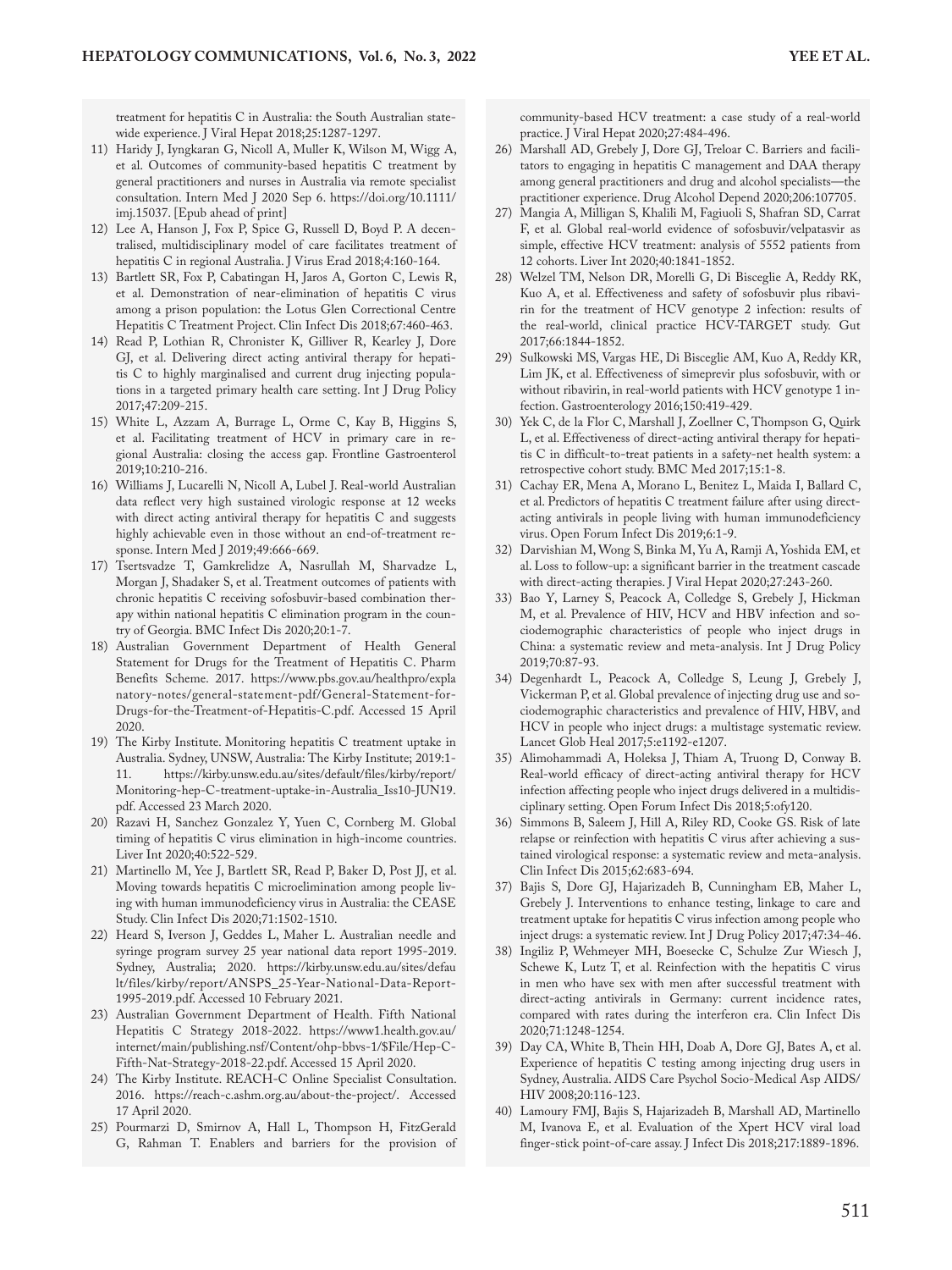treatment for hepatitis C in Australia: the South Australian statewide experience. J Viral Hepat 2018;25:1287-1297.

11) Haridy J, Iyngkaran G, Nicoll A, Muller K, Wilson M, Wigg A, et al. Outcomes of community-based hepatitis C treatment by general practitioners and nurses in Australia via remote specialist consultation. Intern Med J 2020 Sep 6. https://doi.org/10.1111/imj.15037. [Epub ahead of print]
12) Lee A, Hanson J, Fox P, Spice G, Russell D, Boyd P. A decentralised, multidisciplinary model of care facilitates treatment of hepatitis C in regional Australia. J Virus Erad 2018;4:160-164.
13) Bartlett SR, Fox P, Cabatingan H, Jaros A, Gorton C, Lewis R, et al. Demonstration of near-elimination of hepatitis C virus among a prison population: the Lotus Glen Correctional Centre Hepatitis C Treatment Project. Clin Infect Dis 2018;67:460-463.
14) Read P, Lothian R, Chronister K, Gilliver R, Kearley J, Dore GJ, et al. Delivering direct acting antiviral therapy for hepatitis C to highly marginalised and current drug injecting populations in a targeted primary health care setting. Int J Drug Policy 2017;47:209-215.
15) White L, Azzam A, Burrage L, Orme C, Kay B, Higgins S, et al. Facilitating treatment of HCV in primary care in regional Australia: closing the access gap. Frontline Gastroenterol 2019;10:210-216.
16) Williams J, Lucarelli N, Nicoll A, Lubel J. Real-world Australian data reflect very high sustained virologic response at 12 weeks with direct acting antiviral therapy for hepatitis C and suggests highly achievable even in those without an end-of-treatment response. Intern Med J 2019;49:666-669.
17) Tsertsvadze T, Gamkrelidze A, Nasrullah M, Sharvadze L, Morgan J, Shadaker S, et al. Treatment outcomes of patients with chronic hepatitis C receiving sofosbuvir-based combination therapy within national hepatitis C elimination program in the country of Georgia. BMC Infect Dis 2020;20:1-7.
18) Australian Government Department of Health General Statement for Drugs for the Treatment of Hepatitis C. Pharm Benefits Scheme. 2017. https://www.pbs.gov.au/healthpro/explanatory-notes/general-statement-pdf/General-Statement-for-Drugs-for-the-Treatment-of-Hepatitis-C.pdf. Accessed 15 April 2020.
19) The Kirby Institute. Monitoring hepatitis C treatment uptake in Australia. Sydney, UNSW, Australia: The Kirby Institute; 2019:1-11. https://kirby.unsw.edu.au/sites/default/files/kirby/report/Monitoring-hep-C-treatment-uptake-in-Australia_Iss10-JUN19.pdf. Accessed 23 March 2020.
20) Razavi H, Sanchez Gonzalez Y, Yuen C, Cornberg M. Global timing of hepatitis C virus elimination in high-income countries. Liver Int 2020;40:522-529.
21) Martinello M, Yee J, Bartlett SR, Read P, Baker D, Post JJ, et al. Moving towards hepatitis C microelimination among people living with human immunodeficiency virus in Australia: the CEASE Study. Clin Infect Dis 2020;71:1502-1510.
22) Heard S, Iverson J, Geddes L, Maher L. Australian needle and syringe program survey 25 year national data report 1995-2019. Sydney, Australia; 2020. https://kirby.unsw.edu.au/sites/default/files/kirby/report/ANSPS_25-Year-National-Data-Report-1995-2019.pdf. Accessed 10 February 2021.
23) Australian Government Department of Health. Fifth National Hepatitis C Strategy 2018-2022. https://www1.health.gov.au/internet/main/publishing.nsf/Content/ohp-bbvs-1/$File/Hep-C-Fifth-Nat-Strategy-2018-22.pdf. Accessed 15 April 2020.
24) The Kirby Institute. REACH-C Online Specialist Consultation. 2016. https://reach-c.ashm.org.au/about-the-project/. Accessed 17 April 2020.
25) Pourmarzi D, Smirnov A, Hall L, Thompson H, FitzGerald G, Rahman T. Enablers and barriers for the provision of community-based HCV treatment: a case study of a real-world practice. J Viral Hepat 2020;27:484-496.
26) Marshall AD, Grebely J, Dore GJ, Treloar C. Barriers and facilitators to engaging in hepatitis C management and DAA therapy among general practitioners and drug and alcohol specialists—the practitioner experience. Drug Alcohol Depend 2020;206:107705.
27) Mangia A, Milligan S, Khalili M, Fagiuoli S, Shafran SD, Carrat F, et al. Global real-world evidence of sofosbuvir/velpatasvir as simple, effective HCV treatment: analysis of 5552 patients from 12 cohorts. Liver Int 2020;40:1841-1852.
28) Welzel TM, Nelson DR, Morelli G, Di Bisceglie A, Reddy RK, Kuo A, et al. Effectiveness and safety of sofosbuvir plus ribavirin for the treatment of HCV genotype 2 infection: results of the real-world, clinical practice HCV-TARGET study. Gut 2017;66:1844-1852.
29) Sulkowski MS, Vargas HE, Di Bisceglie AM, Kuo A, Reddy KR, Lim JK, et al. Effectiveness of simeprevir plus sofosbuvir, with or without ribavirin, in real-world patients with HCV genotype 1 infection. Gastroenterology 2016;150:419-429.
30) Yek C, de la Flor C, Marshall J, Zoellner C, Thompson G, Quirk L, et al. Effectiveness of direct-acting antiviral therapy for hepatitis C in difficult-to-treat patients in a safety-net health system: a retrospective cohort study. BMC Med 2017;15:1-8.
31) Cachay ER, Mena A, Morano L, Benitez L, Maida I, Ballard C, et al. Predictors of hepatitis C treatment failure after using direct-acting antivirals in people living with human immunodeficiency virus. Open Forum Infect Dis 2019;6:1-9.
32) Darvishian M, Wong S, Binka M, Yu A, Ramji A, Yoshida EM, et al. Loss to follow-up: a significant barrier in the treatment cascade with direct-acting therapies. J Viral Hepat 2020;27:243-260.
33) Bao Y, Larney S, Peacock A, Colledge S, Grebely J, Hickman M, et al. Prevalence of HIV, HCV and HBV infection and sociodemographic characteristics of people who inject drugs in China: a systematic review and meta-analysis. Int J Drug Policy 2019;70:87-93.
34) Degenhardt L, Peacock A, Colledge S, Leung J, Grebely J, Vickerman P, et al. Global prevalence of injecting drug use and sociodemographic characteristics and prevalence of HIV, HBV, and HCV in people who inject drugs: a multistage systematic review. Lancet Glob Heal 2017;5:e1192-e1207.
35) Alimohammadi A, Holeksa J, Thiam A, Truong D, Conway B. Real-world efficacy of direct-acting antiviral therapy for HCV infection affecting people who inject drugs delivered in a multidisciplinary setting. Open Forum Infect Dis 2018;5:ofy120.
36) Simmons B, Saleem J, Hill A, Riley RD, Cooke GS. Risk of late relapse or reinfection with hepatitis C virus after achieving a sustained virological response: a systematic review and meta-analysis. Clin Infect Dis 2015;62:683-694.
37) Bajis S, Dore GJ, Hajarizadeh B, Cunningham EB, Maher L, Grebely J. Interventions to enhance testing, linkage to care and treatment uptake for hepatitis C virus infection among people who inject drugs: a systematic review. Int J Drug Policy 2017;47:34-46.
38) Ingiliz P, Wehmeyer MH, Boesecke C, Schulze Zur Wiesch J, Schewe K, Lutz T, et al. Reinfection with the hepatitis C virus in men who have sex with men after successful treatment with direct-acting antivirals in Germany: current incidence rates, compared with rates during the interferon era. Clin Infect Dis 2020;71:1248-1254.
39) Day CA, White B, Thein HH, Doab A, Dore GJ, Bates A, et al. Experience of hepatitis C testing among injecting drug users in Sydney, Australia. AIDS Care Psychol Socio-Medical Asp AIDS/HIV 2008;20:116-123.
40) Lamoury FMJ, Bajis S, Hajarizadeh B, Marshall AD, Martinello M, Ivanova E, et al. Evaluation of the Xpert HCV viral load finger-stick point-of-care assay. J Infect Dis 2018;217:1889-1896.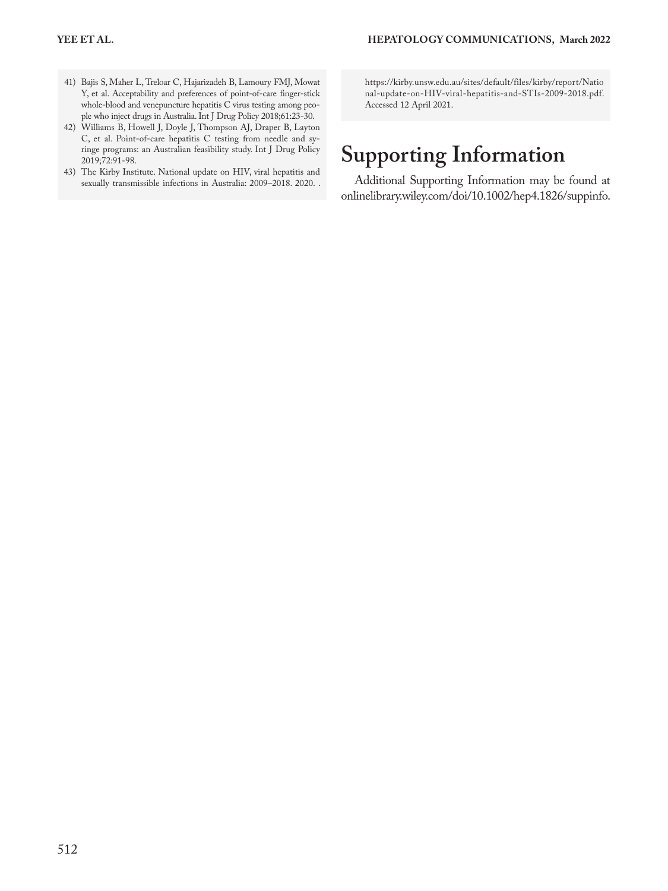41) Bajis S, Maher L, Treloar C, Hajarizadeh B, Lamoury FMJ, Mowat Y, et al. Acceptability and preferences of point-of-care finger-stick whole-blood and venepuncture hepatitis C virus testing among people who inject drugs in Australia. Int J Drug Policy 2018;61:23-30.
42) Williams B, Howell J, Doyle J, Thompson AJ, Draper B, Layton C, et al. Point-of-care hepatitis C testing from needle and syringe programs: an Australian feasibility study. Int J Drug Policy 2019;72:91-98.
43) The Kirby Institute. National update on HIV, viral hepatitis and sexually transmissible infections in Australia: 2009–2018. 2020. . https://kirby.unsw.edu.au/sites/default/files/kirby/report/National-update-on-HIV-viral-hepatitis-and-STIs-2009-2018.pdf. Accessed 12 April 2021.

# Supporting Information

Additional Supporting Information may be found at onlinelibrary.wiley.com/doi/10.1002/hep4.1826/suppinfo.